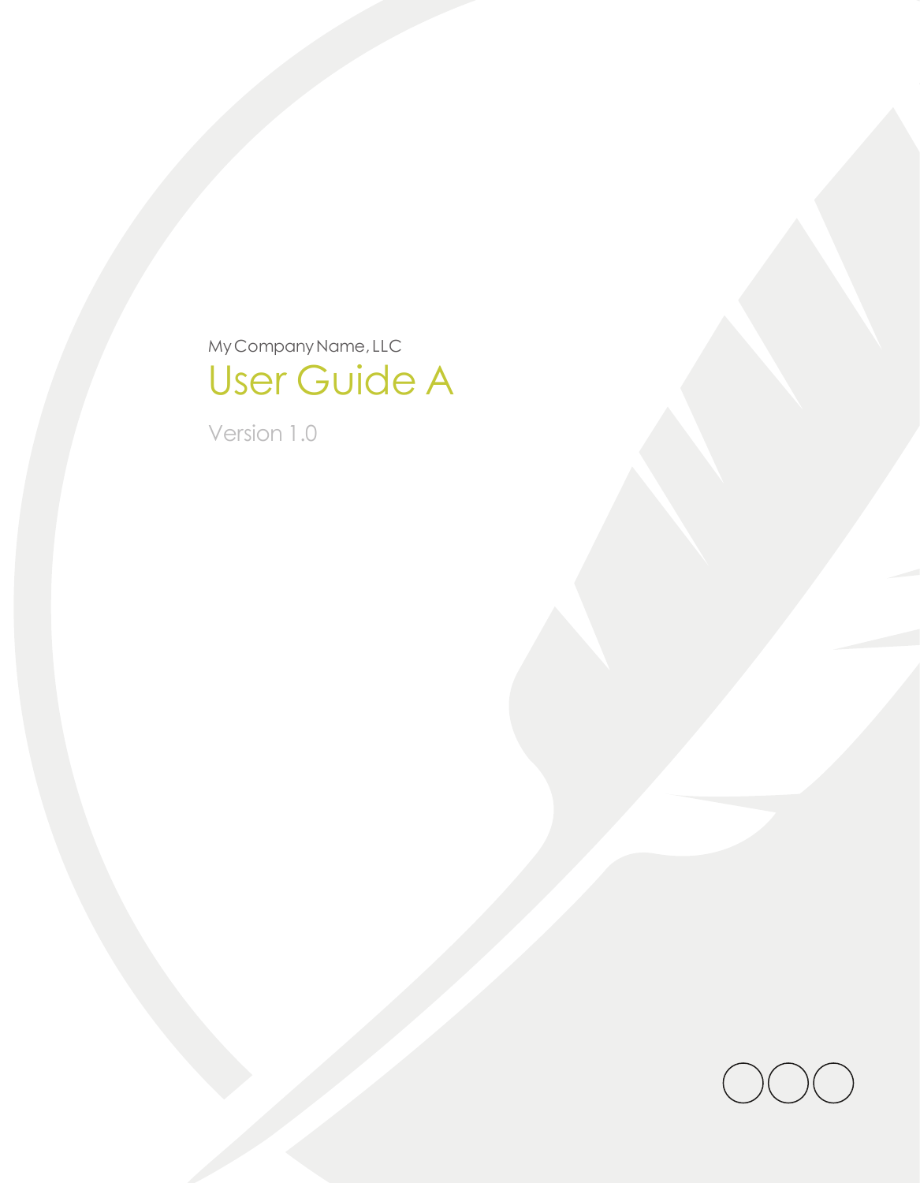My Company Name, LLC

# User Guide A

Version 1.0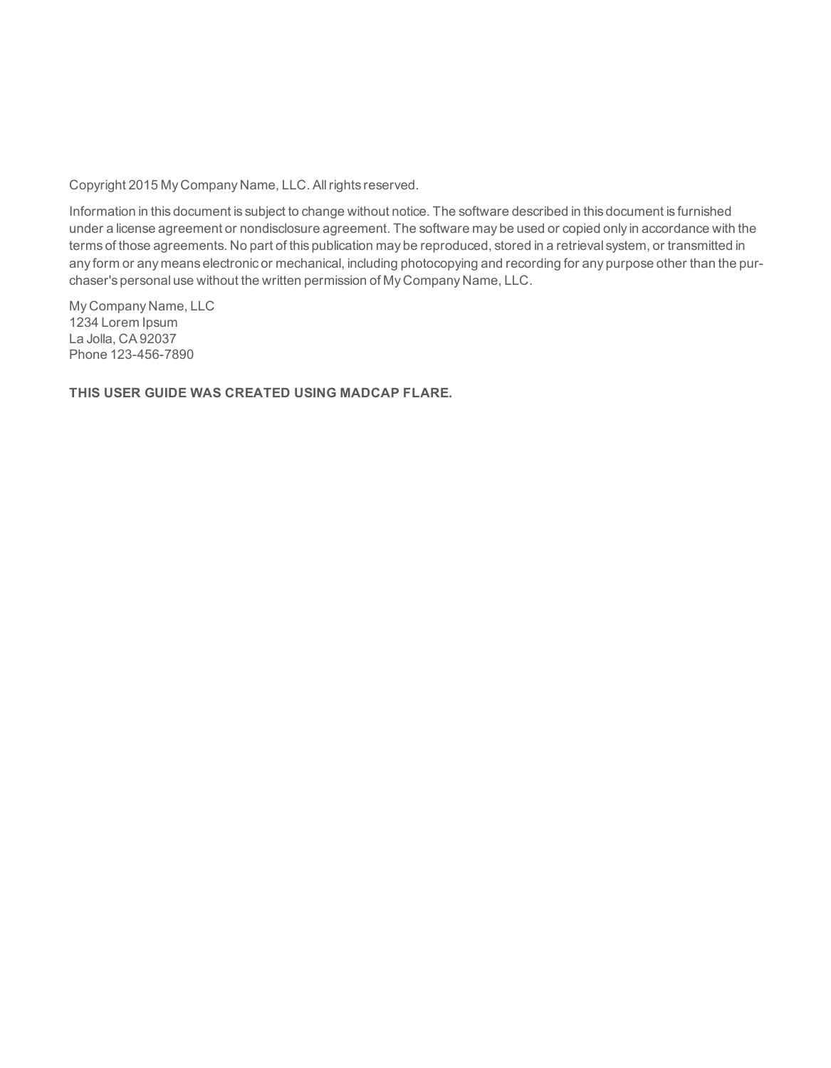Copyright 2015 My Company Name, LLC. All rights reserved.

Information in this document is subject to change without notice. The software described in this document is furnished under a license agreement or nondisclosure agreement. The software may be used or copied only in accordance with the terms of those agreements. No part of this publication may be reproduced, stored in a retrieval system, or transmitted in any form or any means electronic or mechanical, including photocopying and recording for any purpose other than the purchaser's personal use without the written permission of My Company Name, LLC.

My Company Name, LLC
1234 Lorem Ipsum
La Jolla, CA 92037
Phone 123-456-7890

**THIS USER GUIDE WAS CREATED USING MADCAP FLARE.**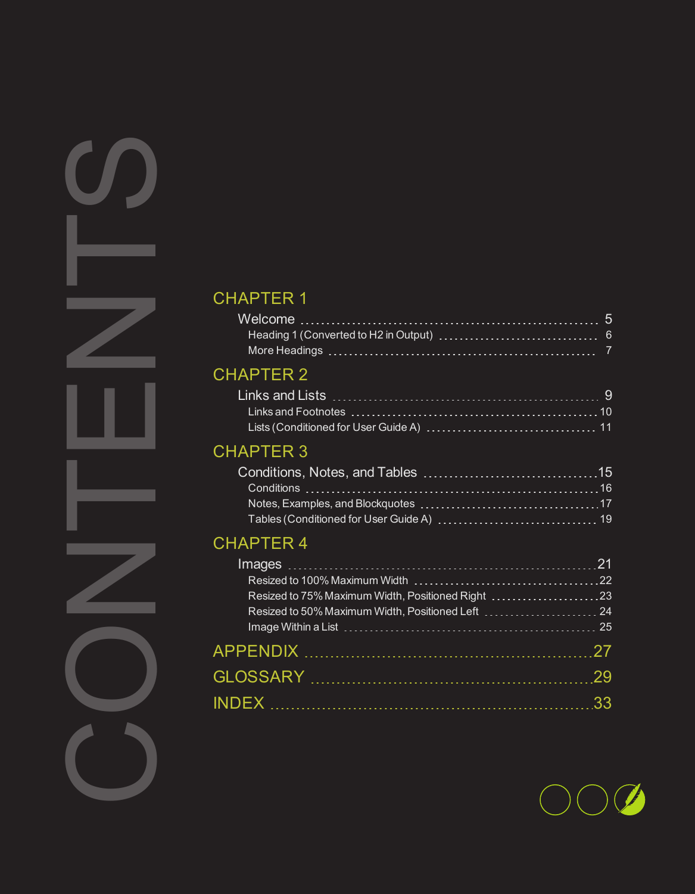# CONTENTS

## CHAPTER 1

- Welcome ........ 5
  - Heading 1 (Converted to H2 in Output) ........ 6
  - More Headings ........ 7

## CHAPTER 2

- Links and Lists ........ 9
  - Links and Footnotes ........ 10
  - Lists (Conditioned for User Guide A) ........ 11

## CHAPTER 3

- Conditions, Notes, and Tables ........ 15
  - Conditions ........ 16
  - Notes, Examples, and Blockquotes ........ 17
  - Tables (Conditioned for User Guide A) ........ 19

## CHAPTER 4

- Images ........ 21
  - Resized to 100% Maximum Width ........ 22
  - Resized to 75% Maximum Width, Positioned Right ........ 23
  - Resized to 50% Maximum Width, Positioned Left ........ 24
  - Image Within a List ........ 25

## APPENDIX ........ 27

## GLOSSARY ........ 29

## INDEX ........ 33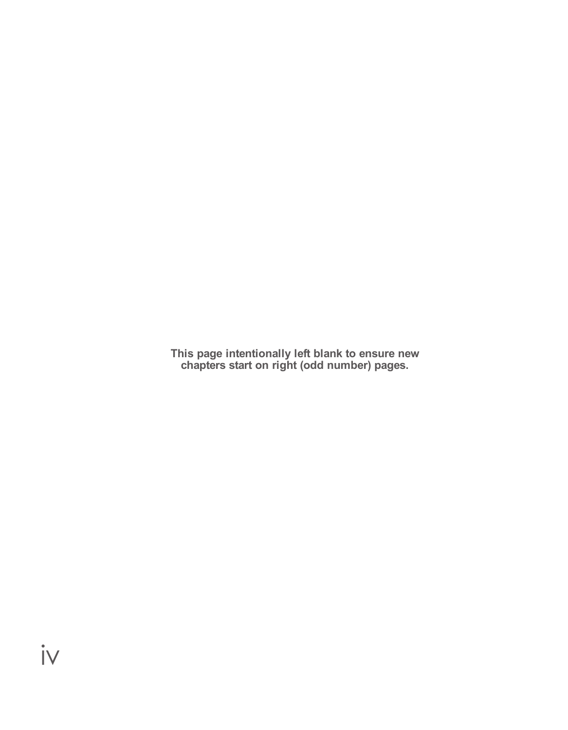**This page intentionally left blank to ensure new chapters start on right (odd number) pages.**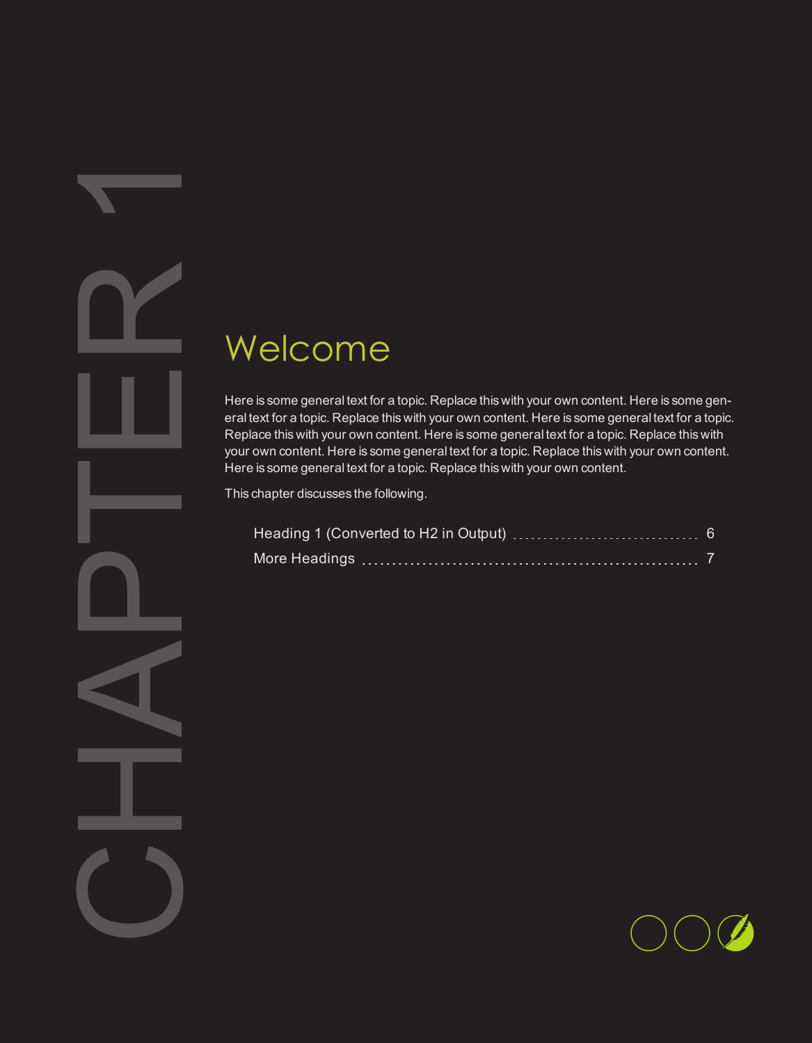# CHAPTER 1

## Welcome

Here is some general text for a topic. Replace this with your own content. Here is some general text for a topic. Replace this with your own content. Here is some general text for a topic. Replace this with your own content. Here is some general text for a topic. Replace this with your own content. Here is some general text for a topic. Replace this with your own content. Here is some general text for a topic. Replace this with your own content.

This chapter discusses the following.

- Heading 1 (Converted to H2 in Output) ........ 6
- More Headings ........ 7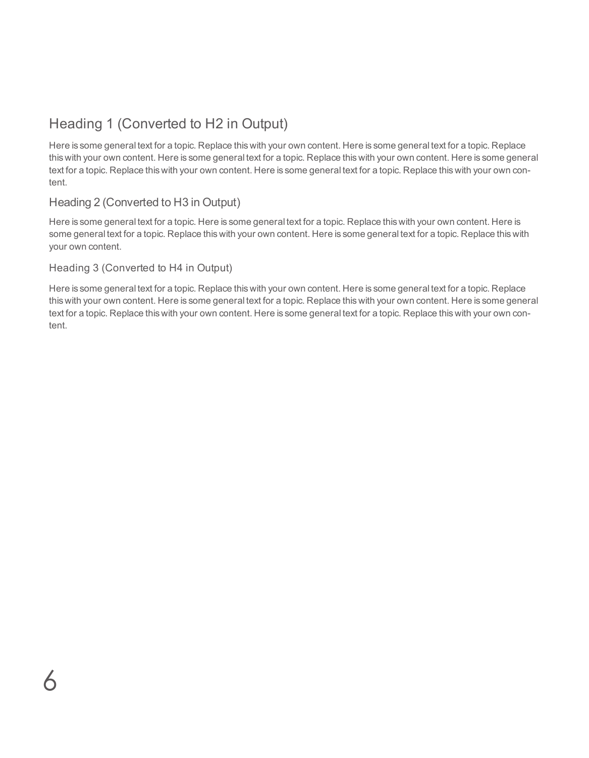# Heading 1 (Converted to H2 in Output)

Here is some general text for a topic. Replace this with your own content. Here is some general text for a topic. Replace this with your own content. Here is some general text for a topic. Replace this with your own content. Here is some general text for a topic. Replace this with your own content. Here is some general text for a topic. Replace this with your own content.

## Heading 2 (Converted to H3 in Output)

Here is some general text for a topic. Here is some general text for a topic. Replace this with your own content. Here is some general text for a topic. Replace this with your own content. Here is some general text for a topic. Replace this with your own content.

### Heading 3 (Converted to H4 in Output)

Here is some general text for a topic. Replace this with your own content. Here is some general text for a topic. Replace this with your own content. Here is some general text for a topic. Replace this with your own content. Here is some general text for a topic. Replace this with your own content. Here is some general text for a topic. Replace this with your own content.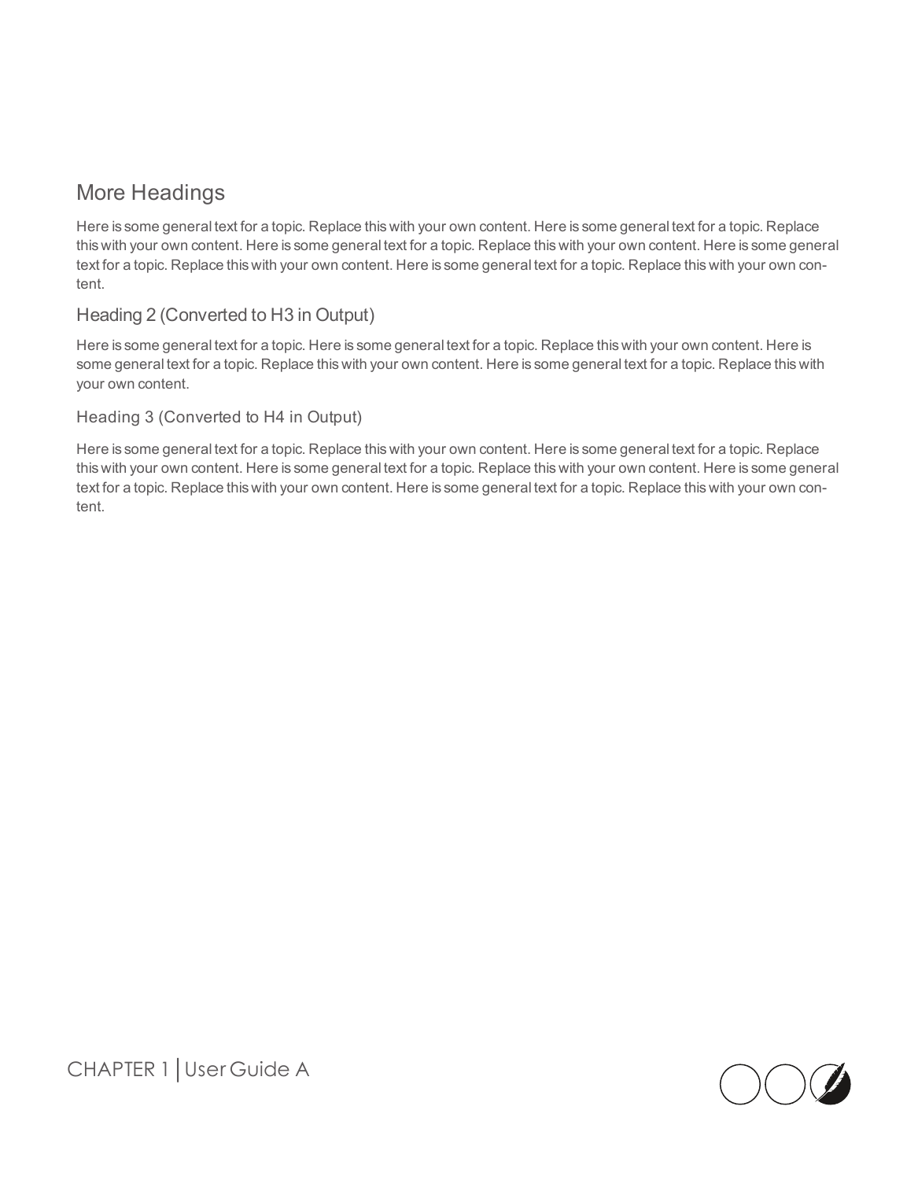## More Headings

Here is some general text for a topic. Replace this with your own content. Here is some general text for a topic. Replace this with your own content. Here is some general text for a topic. Replace this with your own content. Here is some general text for a topic. Replace this with your own content. Here is some general text for a topic. Replace this with your own content.

### Heading 2 (Converted to H3 in Output)

Here is some general text for a topic. Here is some general text for a topic. Replace this with your own content. Here is some general text for a topic. Replace this with your own content. Here is some general text for a topic. Replace this with your own content.

#### Heading 3 (Converted to H4 in Output)

Here is some general text for a topic. Replace this with your own content. Here is some general text for a topic. Replace this with your own content. Here is some general text for a topic. Replace this with your own content. Here is some general text for a topic. Replace this with your own content. Here is some general text for a topic. Replace this with your own content.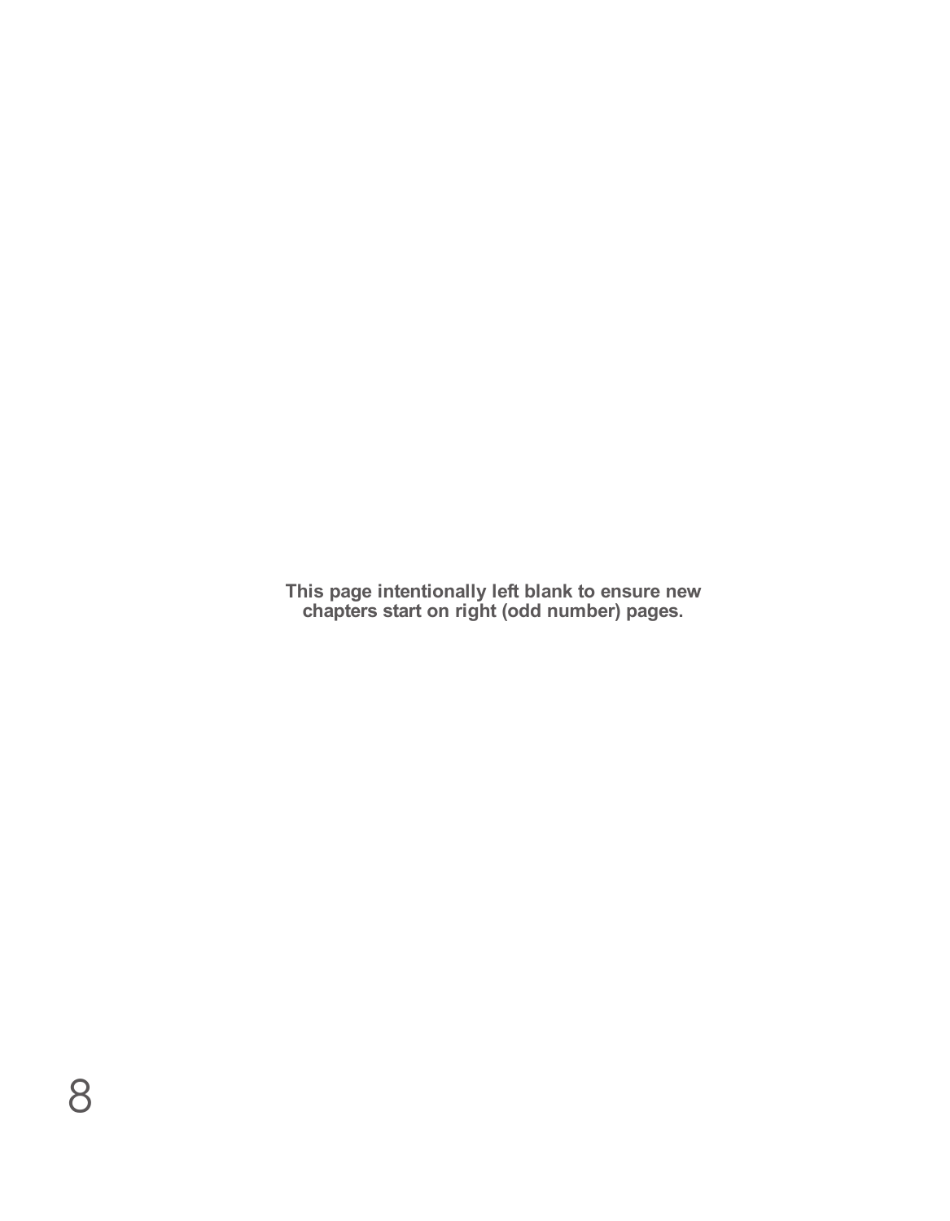**This page intentionally left blank to ensure new chapters start on right (odd number) pages.**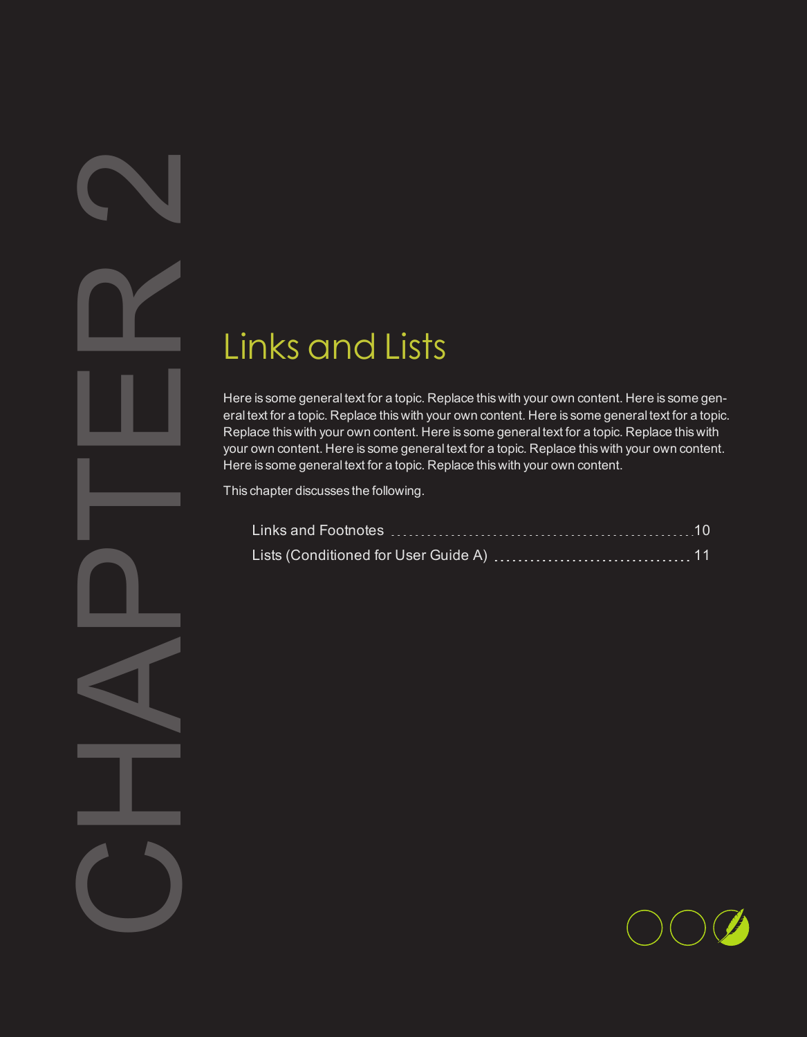# CHAPTER 2

## Links and Lists

Here is some general text for a topic. Replace this with your own content. Here is some general text for a topic. Replace this with your own content. Here is some general text for a topic. Replace this with your own content. Here is some general text for a topic. Replace this with your own content. Here is some general text for a topic. Replace this with your own content. Here is some general text for a topic. Replace this with your own content.

This chapter discusses the following.

- Links and Footnotes ........ 10
- Lists (Conditioned for User Guide A) ........ 11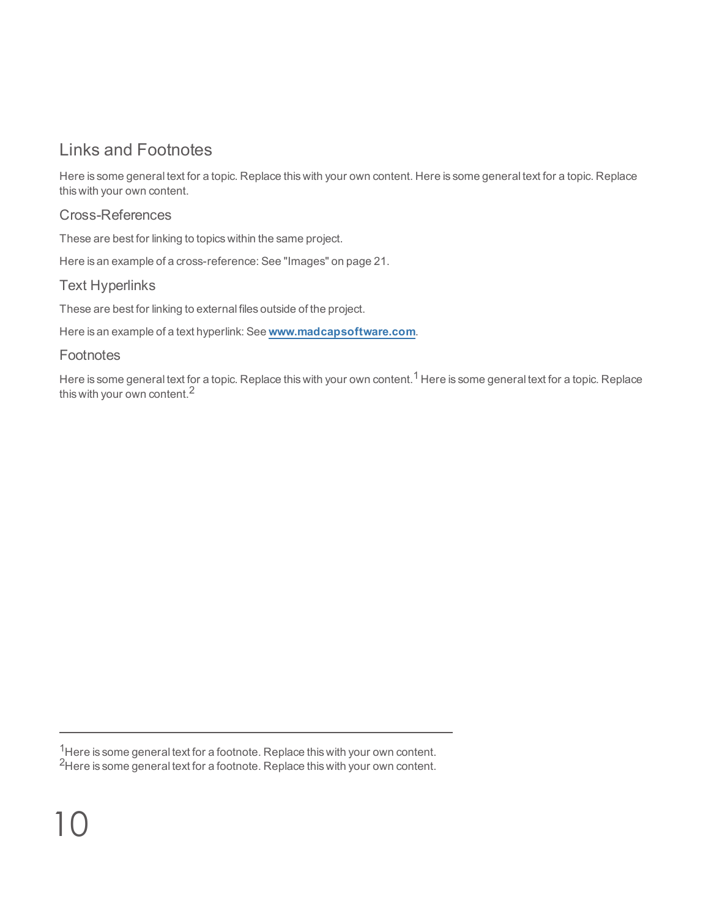# Links and Footnotes

Here is some general text for a topic. Replace this with your own content. Here is some general text for a topic. Replace this with your own content.

## Cross-References

These are best for linking to topics within the same project.

Here is an example of a cross-reference: See "Images" on page 21.

## Text Hyperlinks

These are best for linking to external files outside of the project.

Here is an example of a text hyperlink: See **www.madcapsoftware.com**.

## Footnotes

Here is some general text for a topic. Replace this with your own content.[1] Here is some general text for a topic. Replace this with your own content.[2]

---

[1]Here is some general text for a footnote. Replace this with your own content.
[2]Here is some general text for a footnote. Replace this with your own content.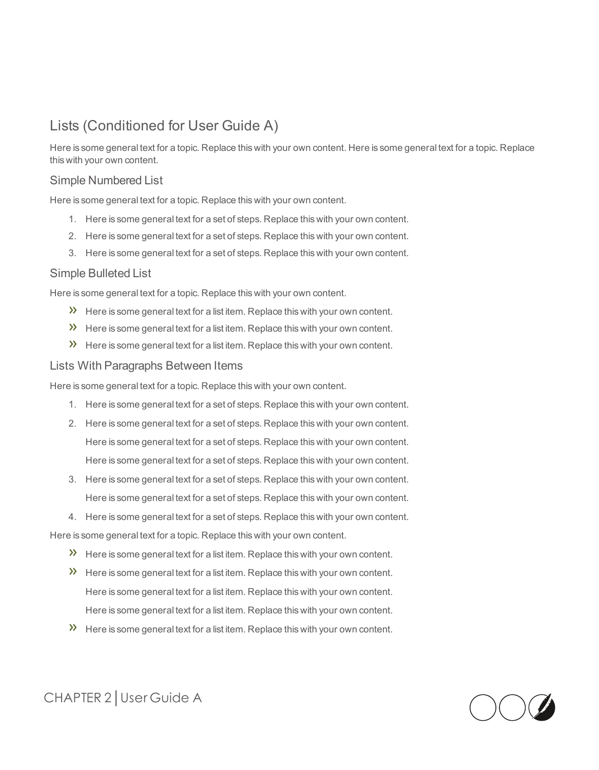## Lists (Conditioned for User Guide A)

Here is some general text for a topic. Replace this with your own content. Here is some general text for a topic. Replace this with your own content.

### Simple Numbered List

Here is some general text for a topic. Replace this with your own content.

1. Here is some general text for a set of steps. Replace this with your own content.
2. Here is some general text for a set of steps. Replace this with your own content.
3. Here is some general text for a set of steps. Replace this with your own content.

### Simple Bulleted List

Here is some general text for a topic. Replace this with your own content.

- Here is some general text for a list item. Replace this with your own content.
- Here is some general text for a list item. Replace this with your own content.
- Here is some general text for a list item. Replace this with your own content.

### Lists With Paragraphs Between Items

Here is some general text for a topic. Replace this with your own content.

1. Here is some general text for a set of steps. Replace this with your own content.
2. Here is some general text for a set of steps. Replace this with your own content.

   Here is some general text for a set of steps. Replace this with your own content.

   Here is some general text for a set of steps. Replace this with your own content.
3. Here is some general text for a set of steps. Replace this with your own content.

   Here is some general text for a set of steps. Replace this with your own content.
4. Here is some general text for a set of steps. Replace this with your own content.

Here is some general text for a topic. Replace this with your own content.

- Here is some general text for a list item. Replace this with your own content.
- Here is some general text for a list item. Replace this with your own content.

  Here is some general text for a list item. Replace this with your own content.

  Here is some general text for a list item. Replace this with your own content.
- Here is some general text for a list item. Replace this with your own content.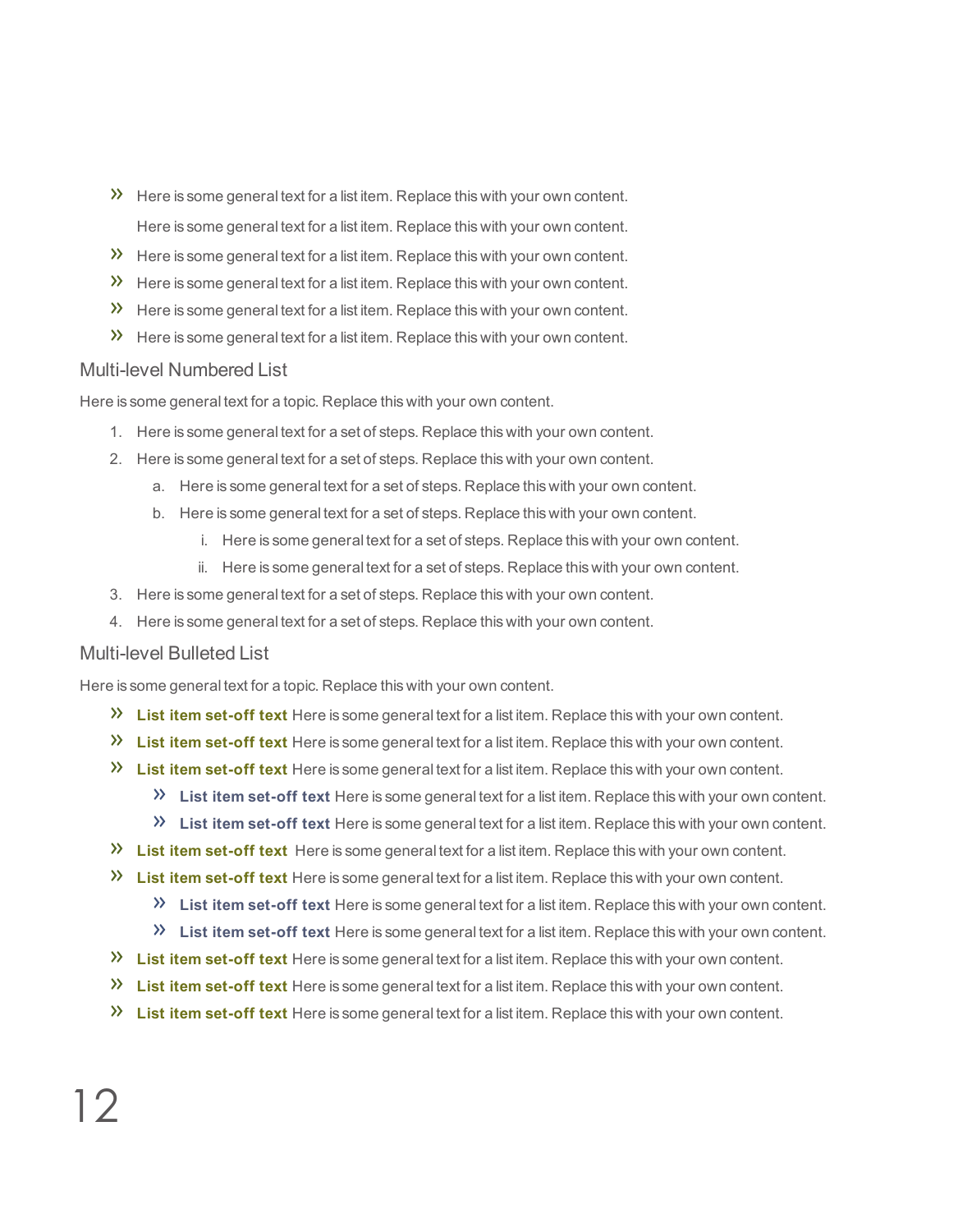- Here is some general text for a list item. Replace this with your own content.

  Here is some general text for a list item. Replace this with your own content.
- Here is some general text for a list item. Replace this with your own content.
- Here is some general text for a list item. Replace this with your own content.
- Here is some general text for a list item. Replace this with your own content.
- Here is some general text for a list item. Replace this with your own content.

### Multi-level Numbered List

Here is some general text for a topic. Replace this with your own content.

1. Here is some general text for a set of steps. Replace this with your own content.
2. Here is some general text for a set of steps. Replace this with your own content.
   a. Here is some general text for a set of steps. Replace this with your own content.
   b. Here is some general text for a set of steps. Replace this with your own content.
      i. Here is some general text for a set of steps. Replace this with your own content.
      ii. Here is some general text for a set of steps. Replace this with your own content.
3. Here is some general text for a set of steps. Replace this with your own content.
4. Here is some general text for a set of steps. Replace this with your own content.

### Multi-level Bulleted List

Here is some general text for a topic. Replace this with your own content.

- **List item set-off text** Here is some general text for a list item. Replace this with your own content.
- **List item set-off text** Here is some general text for a list item. Replace this with your own content.
- **List item set-off text** Here is some general text for a list item. Replace this with your own content.
  - **List item set-off text** Here is some general text for a list item. Replace this with your own content.
  - **List item set-off text** Here is some general text for a list item. Replace this with your own content.
- **List item set-off text** Here is some general text for a list item. Replace this with your own content.
- **List item set-off text** Here is some general text for a list item. Replace this with your own content.
  - **List item set-off text** Here is some general text for a list item. Replace this with your own content.
  - **List item set-off text** Here is some general text for a list item. Replace this with your own content.
- **List item set-off text** Here is some general text for a list item. Replace this with your own content.
- **List item set-off text** Here is some general text for a list item. Replace this with your own content.
- **List item set-off text** Here is some general text for a list item. Replace this with your own content.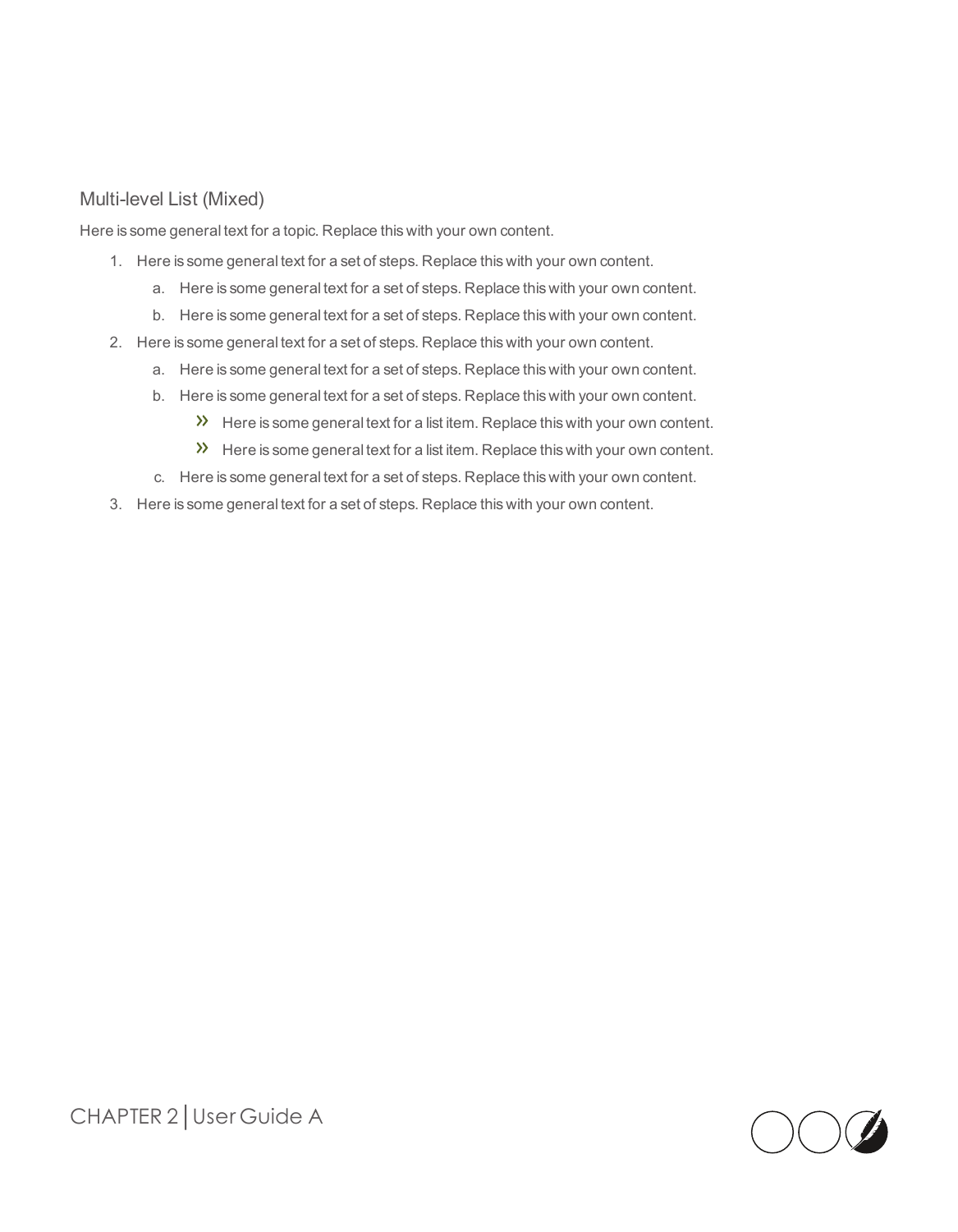### Multi-level List (Mixed)

Here is some general text for a topic. Replace this with your own content.

1. Here is some general text for a set of steps. Replace this with your own content.
    a. Here is some general text for a set of steps. Replace this with your own content.
    b. Here is some general text for a set of steps. Replace this with your own content.
2. Here is some general text for a set of steps. Replace this with your own content.
    a. Here is some general text for a set of steps. Replace this with your own content.
    b. Here is some general text for a set of steps. Replace this with your own content.
        - Here is some general text for a list item. Replace this with your own content.
        - Here is some general text for a list item. Replace this with your own content.
    c. Here is some general text for a set of steps. Replace this with your own content.
3. Here is some general text for a set of steps. Replace this with your own content.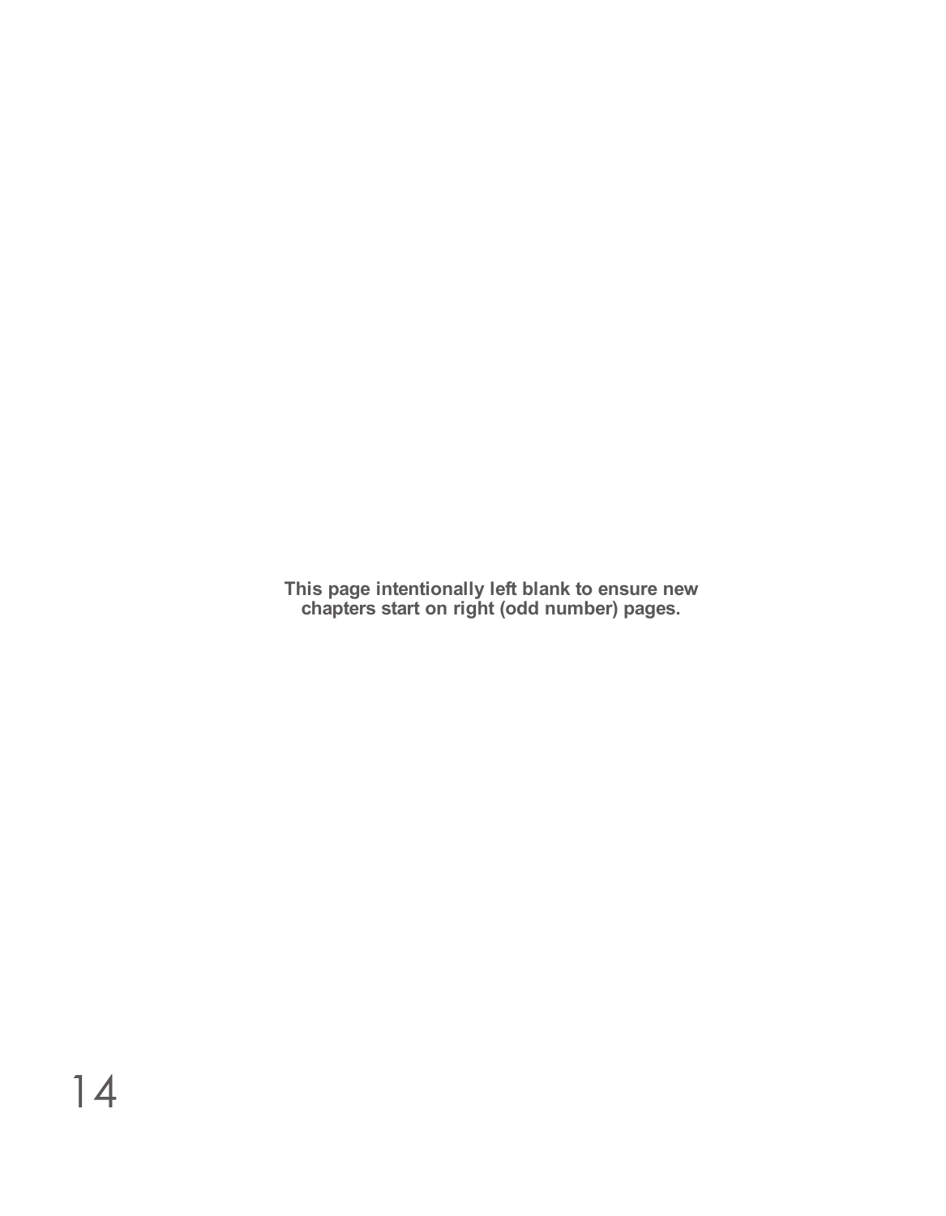**This page intentionally left blank to ensure new chapters start on right (odd number) pages.**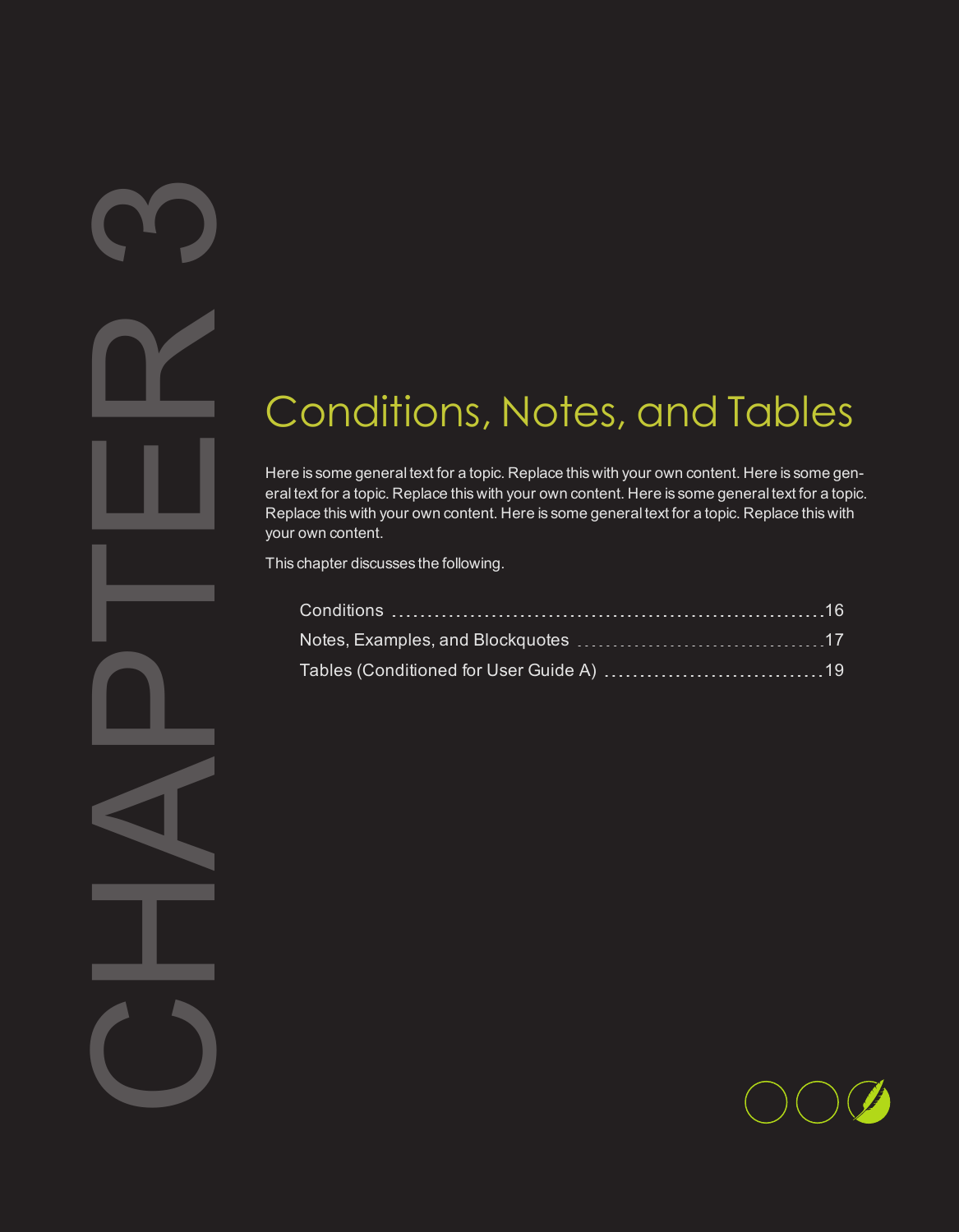CHAPTER 3

# Conditions, Notes, and Tables

Here is some general text for a topic. Replace this with your own content. Here is some general text for a topic. Replace this with your own content. Here is some general text for a topic. Replace this with your own content. Here is some general text for a topic. Replace this with your own content.

This chapter discusses the following.

- Conditions ........ 16
- Notes, Examples, and Blockquotes ........ 17
- Tables (Conditioned for User Guide A) ........ 19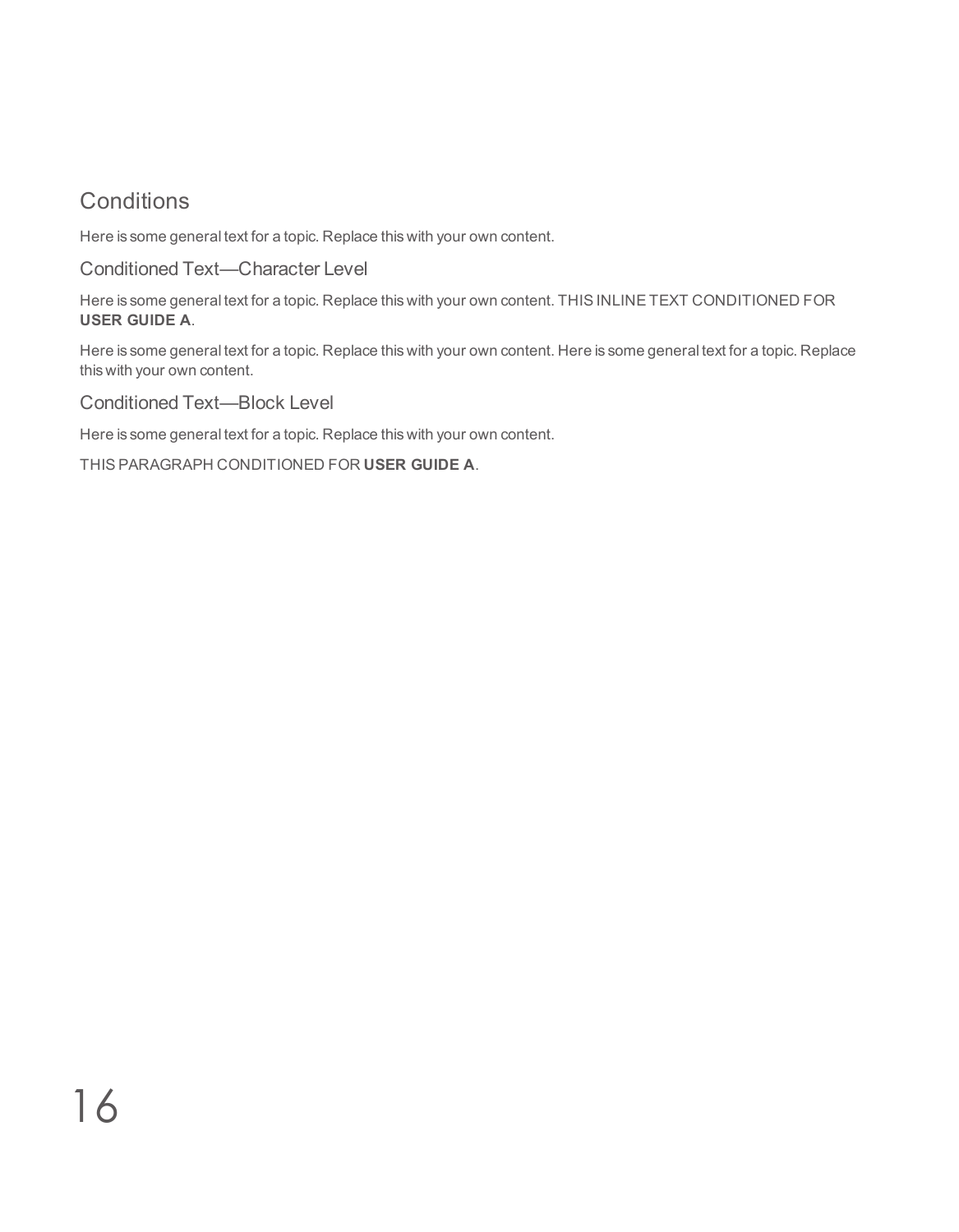# Conditions

Here is some general text for a topic. Replace this with your own content.

## Conditioned Text—Character Level

Here is some general text for a topic. Replace this with your own content. THIS INLINE TEXT CONDITIONED FOR **USER GUIDE A**.

Here is some general text for a topic. Replace this with your own content. Here is some general text for a topic. Replace this with your own content.

## Conditioned Text—Block Level

Here is some general text for a topic. Replace this with your own content.

THIS PARAGRAPH CONDITIONED FOR **USER GUIDE A**.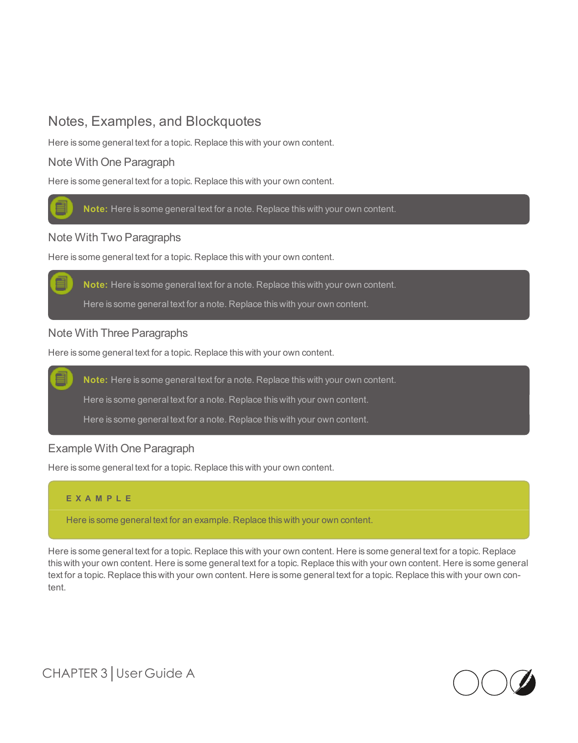## Notes, Examples, and Blockquotes

Here is some general text for a topic. Replace this with your own content.

### Note With One Paragraph

Here is some general text for a topic. Replace this with your own content.

> **Note:** Here is some general text for a note. Replace this with your own content.

### Note With Two Paragraphs

Here is some general text for a topic. Replace this with your own content.

> **Note:** Here is some general text for a note. Replace this with your own content.
>
> Here is some general text for a note. Replace this with your own content.

### Note With Three Paragraphs

Here is some general text for a topic. Replace this with your own content.

> **Note:** Here is some general text for a note. Replace this with your own content.
>
> Here is some general text for a note. Replace this with your own content.
>
> Here is some general text for a note. Replace this with your own content.

### Example With One Paragraph

Here is some general text for a topic. Replace this with your own content.

> **EXAMPLE**
>
> Here is some general text for an example. Replace this with your own content.

Here is some general text for a topic. Replace this with your own content. Here is some general text for a topic. Replace this with your own content. Here is some general text for a topic. Replace this with your own content. Here is some general text for a topic. Replace this with your own content. Here is some general text for a topic. Replace this with your own content.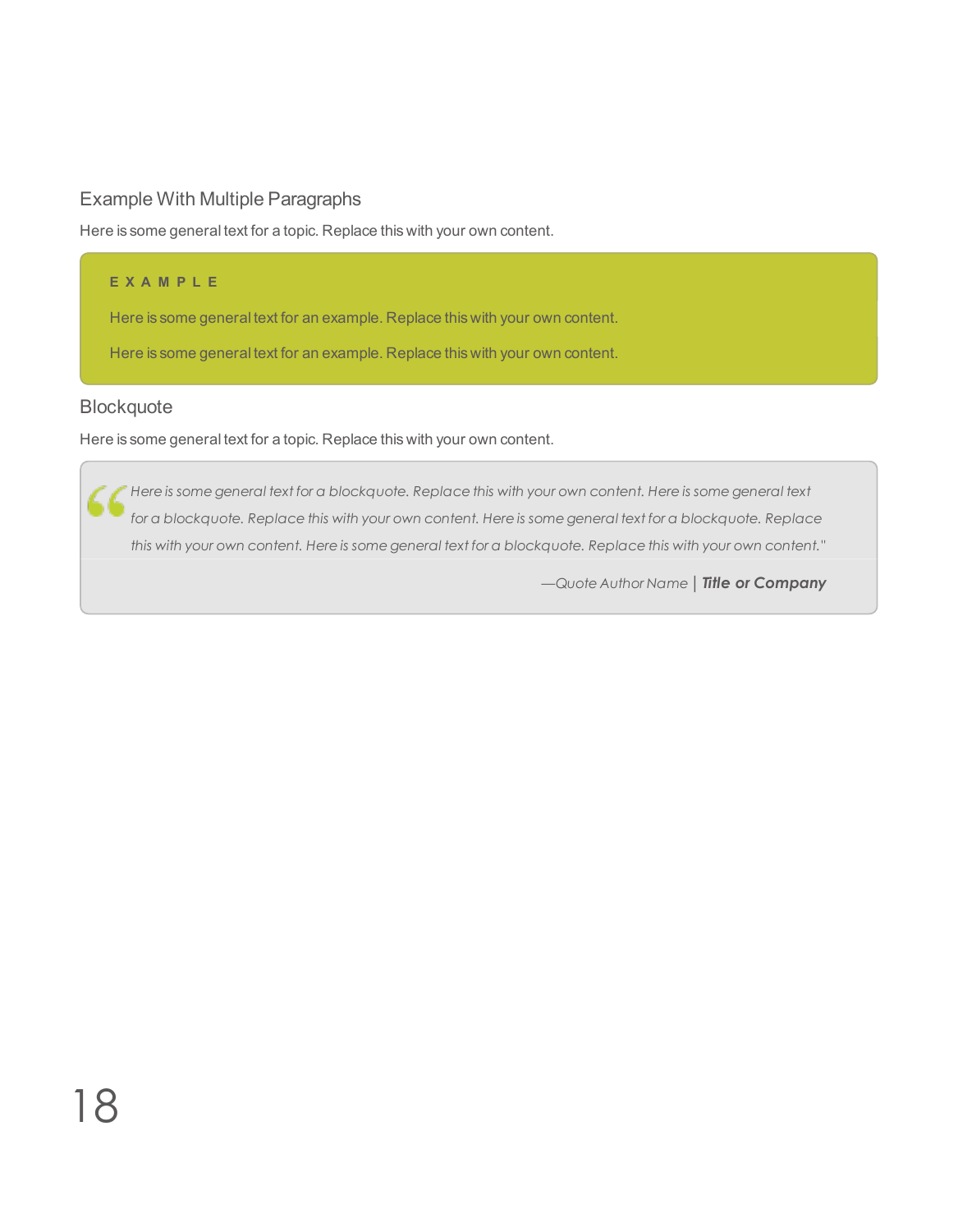## Example With Multiple Paragraphs

Here is some general text for a topic. Replace this with your own content.

> **EXAMPLE**
>
> Here is some general text for an example. Replace this with your own content.
>
> Here is some general text for an example. Replace this with your own content.

## Blockquote

Here is some general text for a topic. Replace this with your own content.

> *Here is some general text for a blockquote. Replace this with your own content. Here is some general text for a blockquote. Replace this with your own content. Here is some general text for a blockquote. Replace this with your own content. Here is some general text for a blockquote. Replace this with your own content."*
>
> *—Quote Author Name* | ***Title or Company***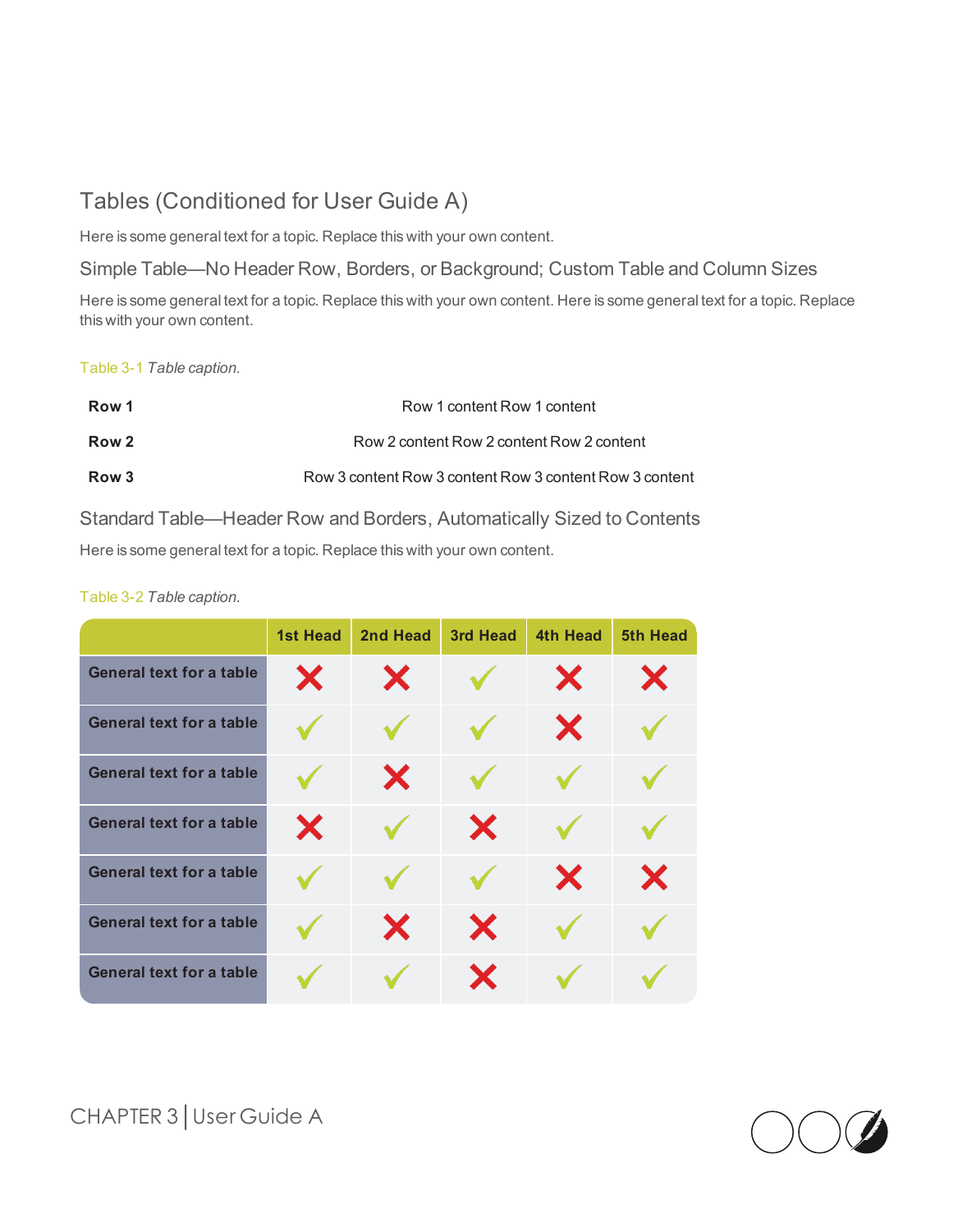# Tables (Conditioned for User Guide A)

Here is some general text for a topic. Replace this with your own content.

## Simple Table—No Header Row, Borders, or Background; Custom Table and Column Sizes

Here is some general text for a topic. Replace this with your own content. Here is some general text for a topic. Replace this with your own content.

Table 3-1 *Table caption.*

| | |
|---|---|
| **Row 1** | Row 1 content Row 1 content |
| **Row 2** | Row 2 content Row 2 content Row 2 content |
| **Row 3** | Row 3 content Row 3 content Row 3 content Row 3 content |

## Standard Table—Header Row and Borders, Automatically Sized to Contents

Here is some general text for a topic. Replace this with your own content.

Table 3-2 *Table caption.*

| | 1st Head | 2nd Head | 3rd Head | 4th Head | 5th Head |
|---|---|---|---|---|---|
| **General text for a table** | ✗ | ✗ | ✓ | ✗ | ✗ |
| **General text for a table** | ✓ | ✓ | ✓ | ✗ | ✓ |
| **General text for a table** | ✓ | ✗ | ✓ | ✓ | ✓ |
| **General text for a table** | ✗ | ✓ | ✗ | ✓ | ✓ |
| **General text for a table** | ✓ | ✓ | ✓ | ✗ | ✗ |
| **General text for a table** | ✓ | ✗ | ✗ | ✓ | ✓ |
| **General text for a table** | ✓ | ✓ | ✗ | ✓ | ✓ |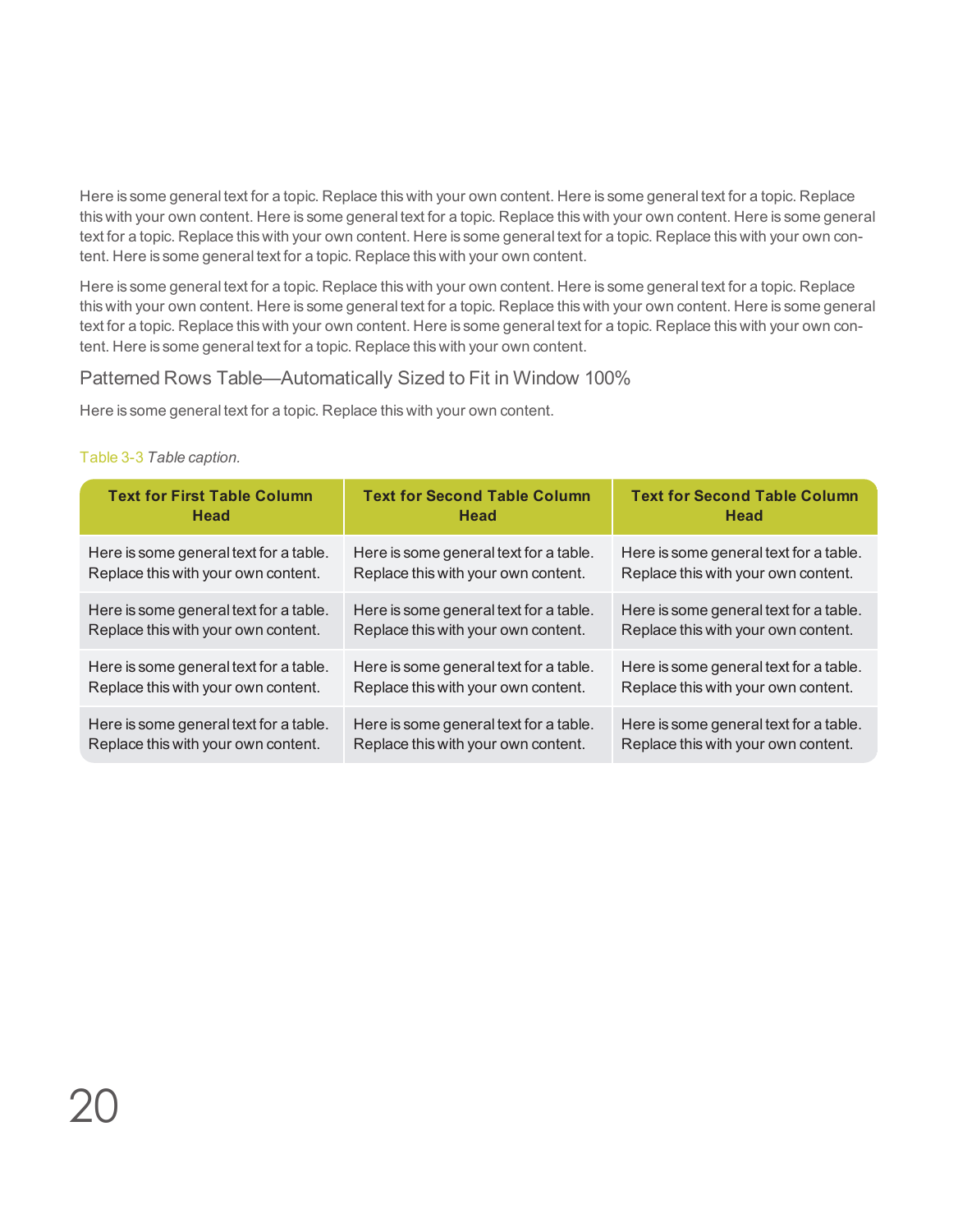Here is some general text for a topic. Replace this with your own content. Here is some general text for a topic. Replace this with your own content. Here is some general text for a topic. Replace this with your own content. Here is some general text for a topic. Replace this with your own content. Here is some general text for a topic. Replace this with your own content. Here is some general text for a topic. Replace this with your own content.

Here is some general text for a topic. Replace this with your own content. Here is some general text for a topic. Replace this with your own content. Here is some general text for a topic. Replace this with your own content. Here is some general text for a topic. Replace this with your own content. Here is some general text for a topic. Replace this with your own content. Here is some general text for a topic. Replace this with your own content.

## Patterned Rows Table—Automatically Sized to Fit in Window 100%

Here is some general text for a topic. Replace this with your own content.

Table 3-3 *Table caption.*

| Text for First Table Column Head | Text for Second Table Column Head | Text for Second Table Column Head |
|---|---|---|
| Here is some general text for a table. Replace this with your own content. | Here is some general text for a table. Replace this with your own content. | Here is some general text for a table. Replace this with your own content. |
| Here is some general text for a table. Replace this with your own content. | Here is some general text for a table. Replace this with your own content. | Here is some general text for a table. Replace this with your own content. |
| Here is some general text for a table. Replace this with your own content. | Here is some general text for a table. Replace this with your own content. | Here is some general text for a table. Replace this with your own content. |
| Here is some general text for a table. Replace this with your own content. | Here is some general text for a table. Replace this with your own content. | Here is some general text for a table. Replace this with your own content. |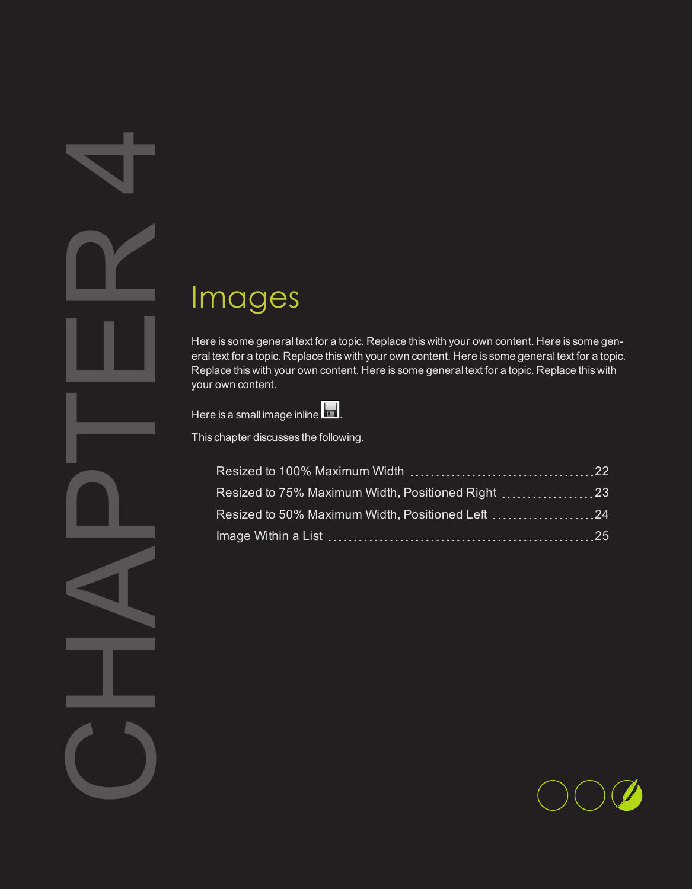# CHAPTER 4

## Images

Here is some general text for a topic. Replace this with your own content. Here is some general text for a topic. Replace this with your own content. Here is some general text for a topic. Replace this with your own content. Here is some general text for a topic. Replace this with your own content.

Here is a small image inline .

This chapter discusses the following.

- Resized to 100% Maximum Width ..................................... 22
- Resized to 75% Maximum Width, Positioned Right .................. 23
- Resized to 50% Maximum Width, Positioned Left .................... 24
- Image Within a List ................................................. 25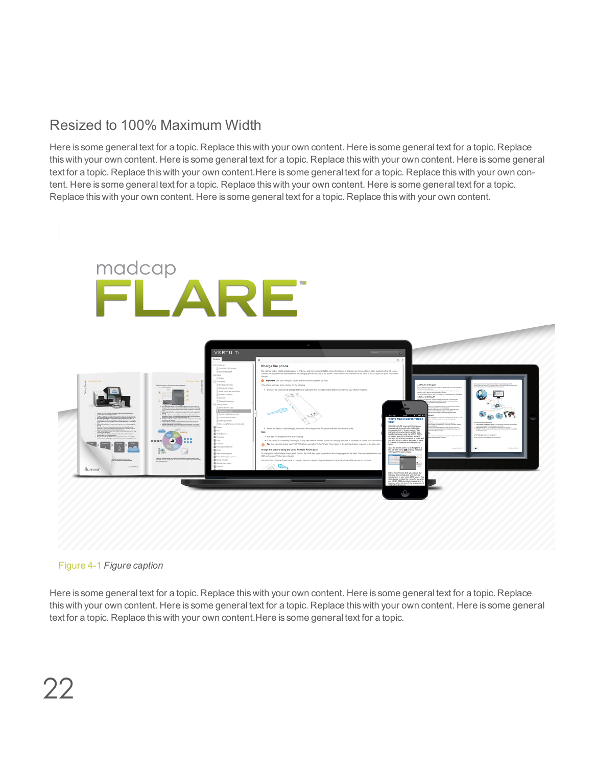## Resized to 100% Maximum Width

Here is some general text for a topic. Replace this with your own content. Here is some general text for a topic. Replace this with your own content. Here is some general text for a topic. Replace this with your own content. Here is some general text for a topic. Replace this with your own content.Here is some general text for a topic. Replace this with your own content. Here is some general text for a topic. Replace this with your own content. Here is some general text for a topic. Replace this with your own content. Here is some general text for a topic. Replace this with your own content.

Figure 4-1 *Figure caption*

Here is some general text for a topic. Replace this with your own content. Here is some general text for a topic. Replace this with your own content. Here is some general text for a topic. Replace this with your own content. Here is some general text for a topic. Replace this with your own content.Here is some general text for a topic.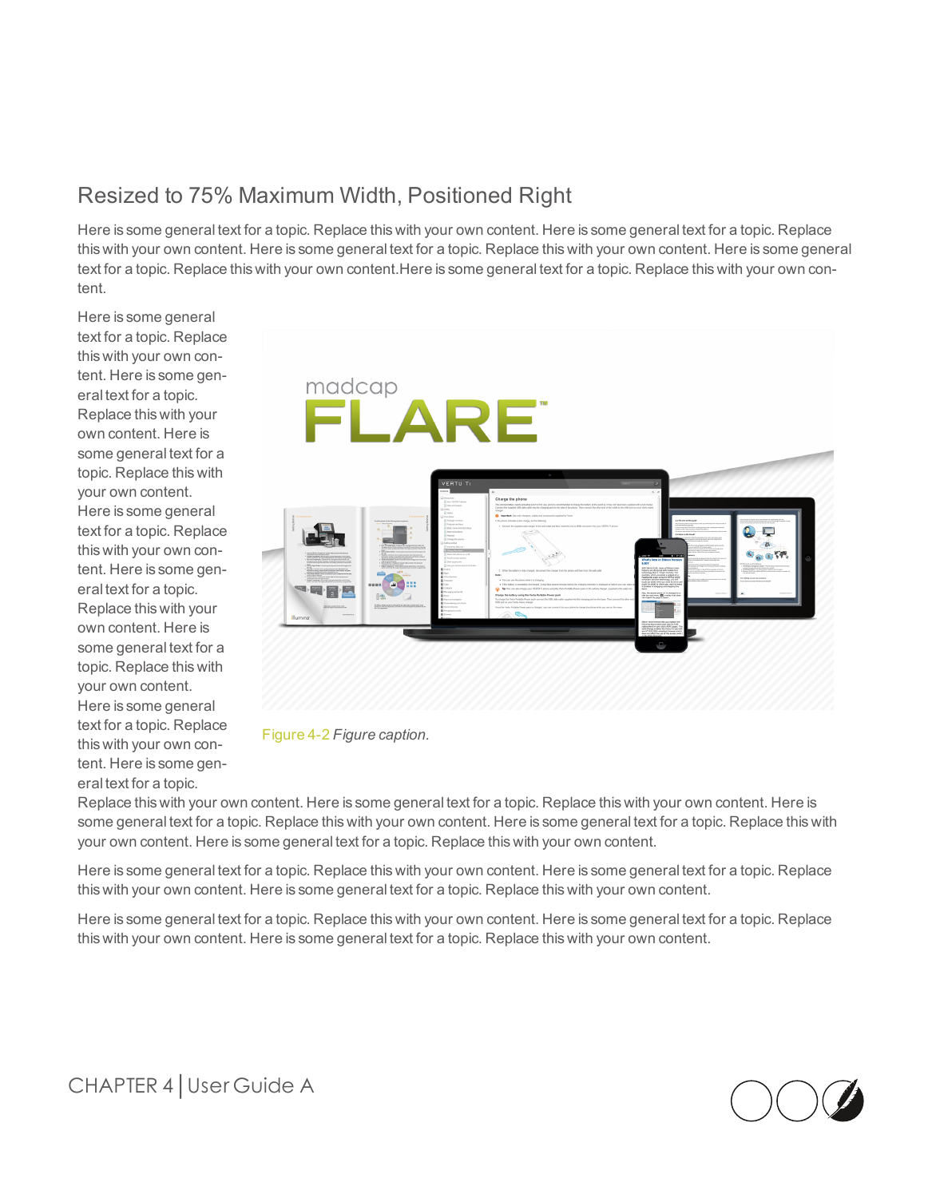## Resized to 75% Maximum Width, Positioned Right

Here is some general text for a topic. Replace this with your own content. Here is some general text for a topic. Replace this with your own content. Here is some general text for a topic. Replace this with your own content. Here is some general text for a topic. Replace this with your own content.Here is some general text for a topic. Replace this with your own content.

Here is some general text for a topic. Replace this with your own content. Here is some general text for a topic. Replace this with your own content. Here is some general text for a topic. Replace this with your own content. Here is some general text for a topic. Replace this with your own content. Here is some general text for a topic. Replace this with your own content. Here is some general text for a topic. Replace this with your own content. Here is some general text for a topic. Replace this with your own content. Here is some general text for a topic. Replace this with your own content. Here is some general text for a topic. Replace this with your own content. Here is some general text for a topic. Replace this with your own content. Here is some general text for a topic. Replace this with your own content.

Figure 4-2 *Figure caption.*

Here is some general text for a topic. Replace this with your own content. Here is some general text for a topic. Replace this with your own content. Here is some general text for a topic. Replace this with your own content.

Here is some general text for a topic. Replace this with your own content. Here is some general text for a topic. Replace this with your own content. Here is some general text for a topic. Replace this with your own content.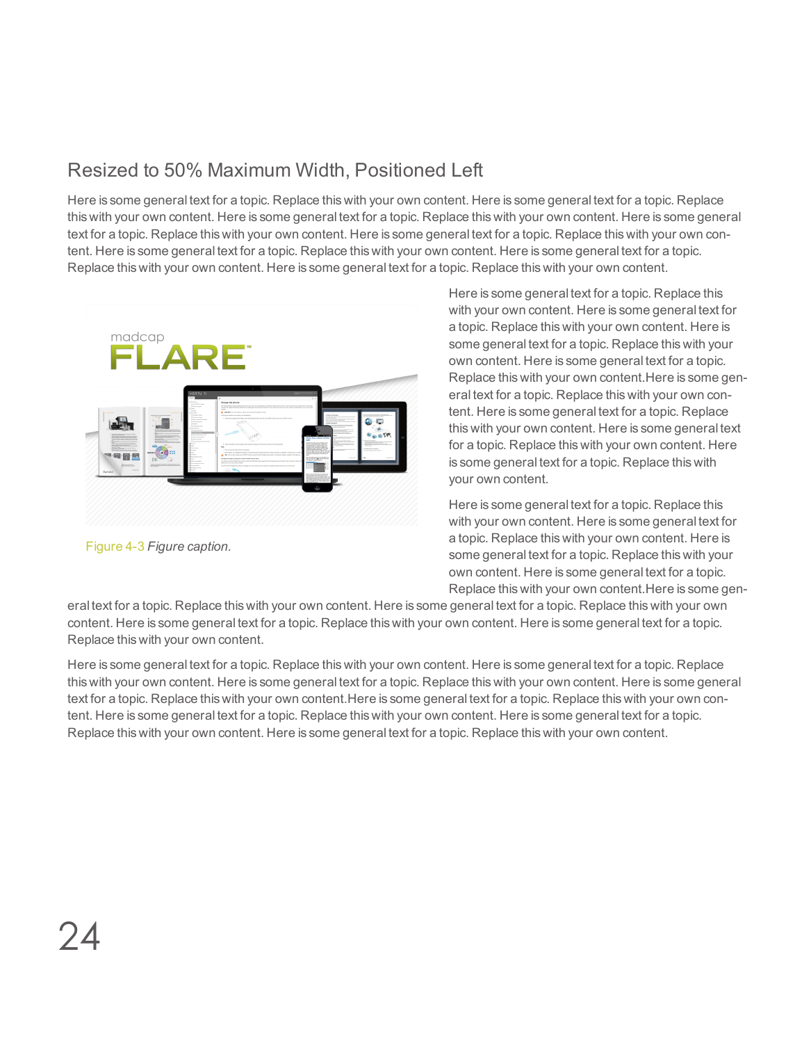## Resized to 50% Maximum Width, Positioned Left

Here is some general text for a topic. Replace this with your own content. Here is some general text for a topic. Replace this with your own content. Here is some general text for a topic. Replace this with your own content. Here is some general text for a topic. Replace this with your own content. Here is some general text for a topic. Replace this with your own content. Here is some general text for a topic. Replace this with your own content. Here is some general text for a topic. Replace this with your own content. Here is some general text for a topic. Replace this with your own content.

Figure 4-3 *Figure caption.*

Here is some general text for a topic. Replace this with your own content. Here is some general text for a topic. Replace this with your own content. Here is some general text for a topic. Replace this with your own content. Here is some general text for a topic. Replace this with your own content.Here is some general text for a topic. Replace this with your own content. Here is some general text for a topic. Replace this with your own content. Here is some general text for a topic. Replace this with your own content. Here is some general text for a topic. Replace this with your own content.

Here is some general text for a topic. Replace this with your own content. Here is some general text for a topic. Replace this with your own content. Here is some general text for a topic. Replace this with your own content. Here is some general text for a topic. Replace this with your own content.Here is some general text for a topic. Replace this with your own content. Here is some general text for a topic. Replace this with your own content. Here is some general text for a topic. Replace this with your own content. Here is some general text for a topic. Replace this with your own content.

Here is some general text for a topic. Replace this with your own content. Here is some general text for a topic. Replace this with your own content. Here is some general text for a topic. Replace this with your own content. Here is some general text for a topic. Replace this with your own content.Here is some general text for a topic. Replace this with your own content. Here is some general text for a topic. Replace this with your own content. Here is some general text for a topic. Replace this with your own content. Here is some general text for a topic. Replace this with your own content.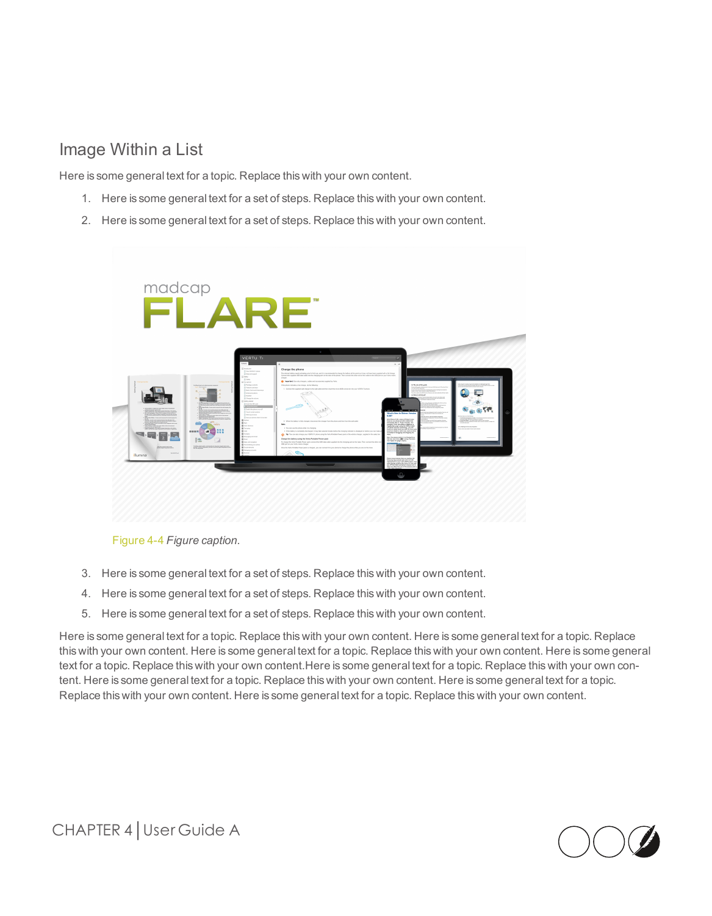## Image Within a List

Here is some general text for a topic. Replace this with your own content.

1. Here is some general text for a set of steps. Replace this with your own content.
2. Here is some general text for a set of steps. Replace this with your own content.

   Figure 4-4 *Figure caption.*

3. Here is some general text for a set of steps. Replace this with your own content.
4. Here is some general text for a set of steps. Replace this with your own content.
5. Here is some general text for a set of steps. Replace this with your own content.

Here is some general text for a topic. Replace this with your own content. Here is some general text for a topic. Replace this with your own content. Here is some general text for a topic. Replace this with your own content. Here is some general text for a topic. Replace this with your own content.Here is some general text for a topic. Replace this with your own content. Here is some general text for a topic. Replace this with your own content. Here is some general text for a topic. Replace this with your own content. Here is some general text for a topic. Replace this with your own content.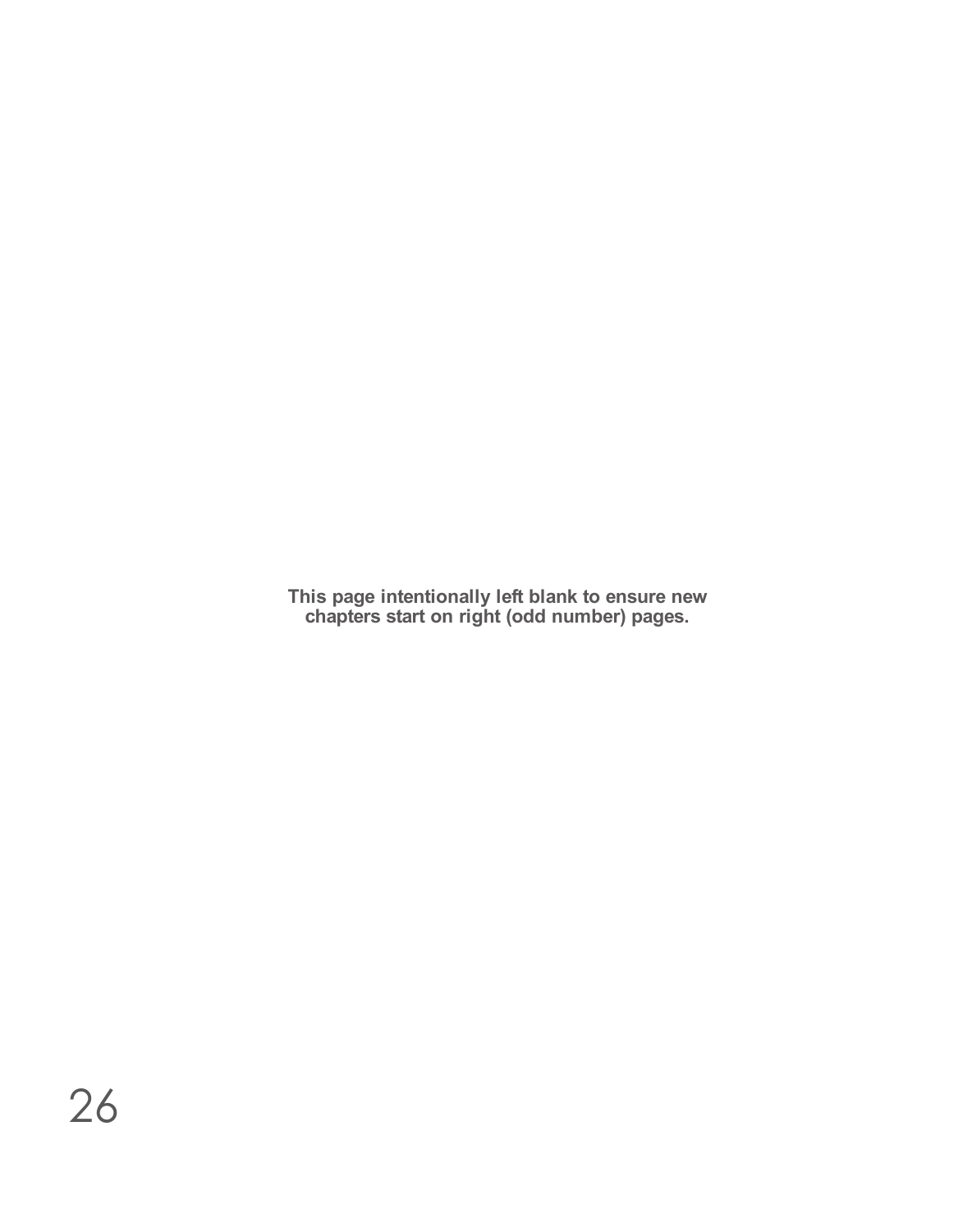**This page intentionally left blank to ensure new chapters start on right (odd number) pages.**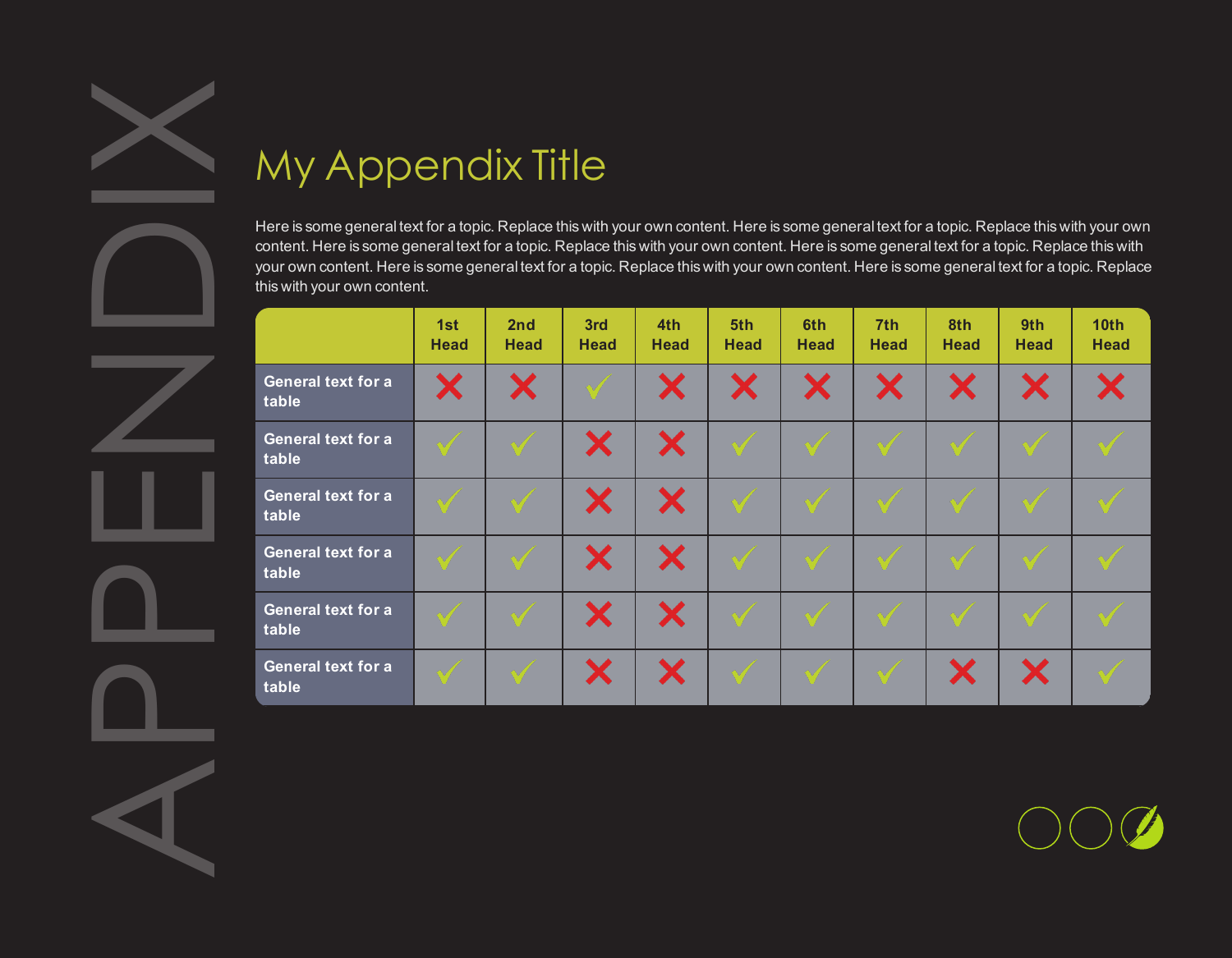APPENDIX

# My Appendix Title

Here is some general text for a topic. Replace this with your own content. Here is some general text for a topic. Replace this with your own content. Here is some general text for a topic. Replace this with your own content. Here is some general text for a topic. Replace this with your own content. Here is some general text for a topic. Replace this with your own content. Here is some general text for a topic. Replace this with your own content.

| | 1st Head | 2nd Head | 3rd Head | 4th Head | 5th Head | 6th Head | 7th Head | 8th Head | 9th Head | 10th Head |
|---|---|---|---|---|---|---|---|---|---|---|
| **General text for a table** | ✗ | ✗ | ✓ | ✗ | ✗ | ✗ | ✗ | ✗ | ✗ | ✗ |
| **General text for a table** | ✓ | ✓ | ✗ | ✗ | ✓ | ✓ | ✓ | ✓ | ✓ | ✓ |
| **General text for a table** | ✓ | ✓ | ✗ | ✗ | ✓ | ✓ | ✓ | ✓ | ✓ | ✓ |
| **General text for a table** | ✓ | ✓ | ✗ | ✗ | ✓ | ✓ | ✓ | ✓ | ✓ | ✓ |
| **General text for a table** | ✓ | ✓ | ✗ | ✗ | ✓ | ✓ | ✓ | ✓ | ✓ | ✓ |
| **General text for a table** | ✓ | ✓ | ✗ | ✗ | ✓ | ✓ | ✓ | ✗ | ✗ | ✓ |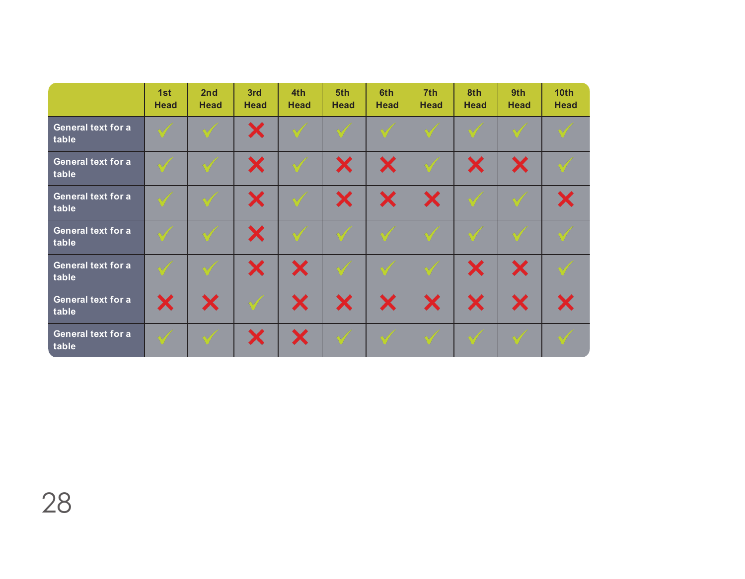| | 1st Head | 2nd Head | 3rd Head | 4th Head | 5th Head | 6th Head | 7th Head | 8th Head | 9th Head | 10th Head |
|---|---|---|---|---|---|---|---|---|---|---|
| General text for a table | ✓ | ✓ | ✗ | ✓ | ✓ | ✓ | ✓ | ✓ | ✓ | ✓ |
| General text for a table | ✓ | ✓ | ✗ | ✓ | ✗ | ✗ | ✓ | ✗ | ✗ | ✓ |
| General text for a table | ✓ | ✓ | ✗ | ✓ | ✗ | ✗ | ✗ | ✓ | ✓ | ✗ |
| General text for a table | ✓ | ✓ | ✗ | ✓ | ✓ | ✓ | ✓ | ✓ | ✓ | ✓ |
| General text for a table | ✓ | ✓ | ✗ | ✗ | ✓ | ✓ | ✓ | ✗ | ✗ | ✓ |
| General text for a table | ✗ | ✗ | ✓ | ✗ | ✗ | ✗ | ✗ | ✗ | ✗ | ✗ |
| General text for a table | ✓ | ✓ | ✗ | ✗ | ✓ | ✓ | ✓ | ✓ | ✓ | ✓ |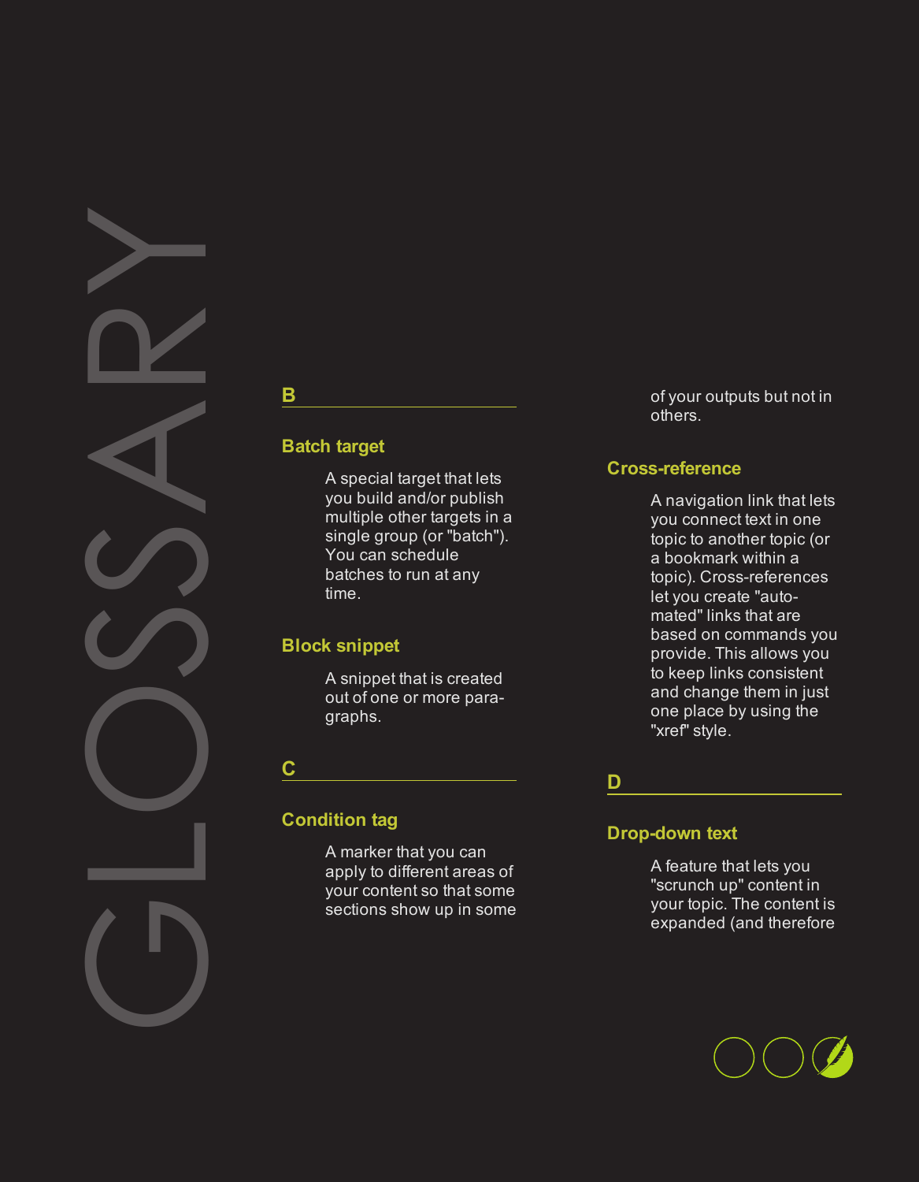# GLOSSARY

## B

### Batch target

A special target that lets you build and/or publish multiple other targets in a single group (or "batch"). You can schedule batches to run at any time.

### Block snippet

A snippet that is created out of one or more paragraphs.

## C

### Condition tag

A marker that you can apply to different areas of your content so that some sections show up in some of your outputs but not in others.

### Cross-reference

A navigation link that lets you connect text in one topic to another topic (or a bookmark within a topic). Cross-references let you create "automated" links that are based on commands you provide. This allows you to keep links consistent and change them in just one place by using the "xref" style.

## D

### Drop-down text

A feature that lets you "scrunch up" content in your topic. The content is expanded (and therefore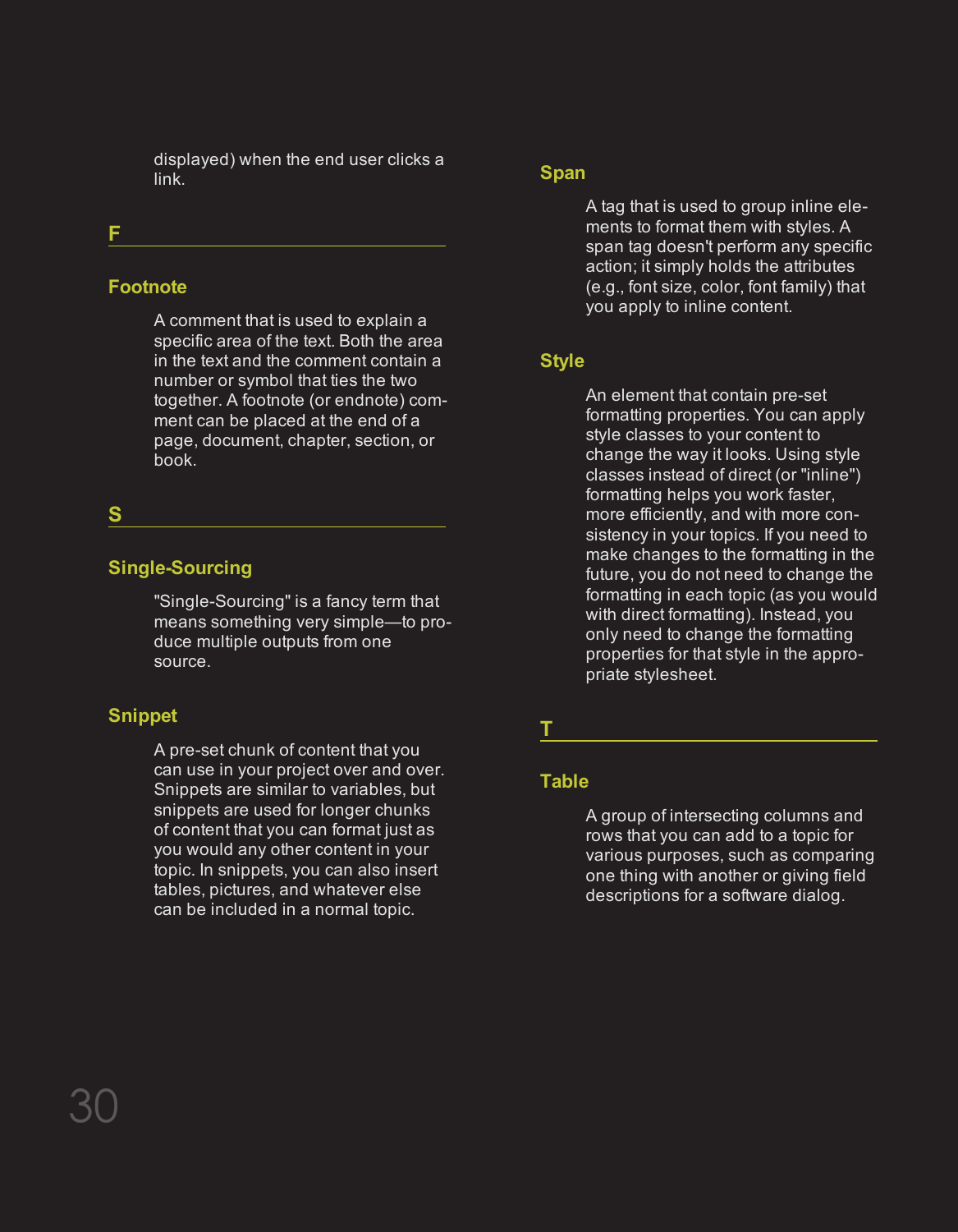displayed) when the end user clicks a link.

## F

### Footnote

A comment that is used to explain a specific area of the text. Both the area in the text and the comment contain a number or symbol that ties the two together. A footnote (or endnote) comment can be placed at the end of a page, document, chapter, section, or book.

## S

### Single-Sourcing

"Single-Sourcing" is a fancy term that means something very simple—to produce multiple outputs from one source.

### Snippet

A pre-set chunk of content that you can use in your project over and over. Snippets are similar to variables, but snippets are used for longer chunks of content that you can format just as you would any other content in your topic. In snippets, you can also insert tables, pictures, and whatever else can be included in a normal topic.

### Span

A tag that is used to group inline elements to format them with styles. A span tag doesn't perform any specific action; it simply holds the attributes (e.g., font size, color, font family) that you apply to inline content.

### Style

An element that contain pre-set formatting properties. You can apply style classes to your content to change the way it looks. Using style classes instead of direct (or "inline") formatting helps you work faster, more efficiently, and with more consistency in your topics. If you need to make changes to the formatting in the future, you do not need to change the formatting in each topic (as you would with direct formatting). Instead, you only need to change the formatting properties for that style in the appropriate stylesheet.

## T

### Table

A group of intersecting columns and rows that you can add to a topic for various purposes, such as comparing one thing with another or giving field descriptions for a software dialog.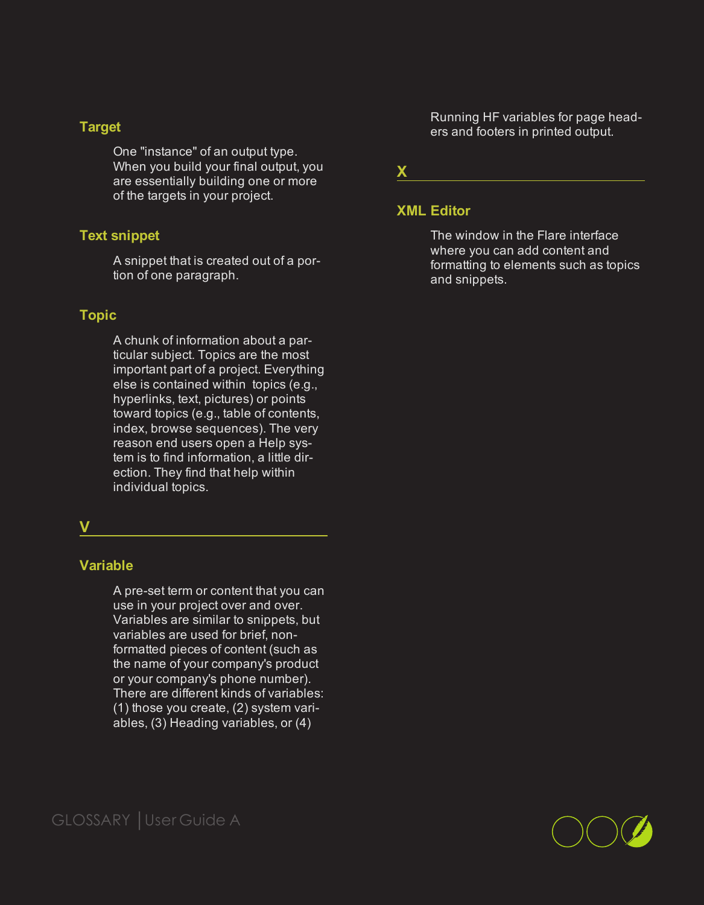### Target

One "instance" of an output type. When you build your final output, you are essentially building one or more of the targets in your project.

### Text snippet

A snippet that is created out of a portion of one paragraph.

### Topic

A chunk of information about a particular subject. Topics are the most important part of a project. Everything else is contained within topics (e.g., hyperlinks, text, pictures) or points toward topics (e.g., table of contents, index, browse sequences). The very reason end users open a Help system is to find information, a little direction. They find that help within individual topics.

## V

### Variable

A pre-set term or content that you can use in your project over and over. Variables are similar to snippets, but variables are used for brief, non-formatted pieces of content (such as the name of your company's product or your company's phone number). There are different kinds of variables: (1) those you create, (2) system variables, (3) Heading variables, or (4) Running HF variables for page headers and footers in printed output.

## X

### XML Editor

The window in the Flare interface where you can add content and formatting to elements such as topics and snippets.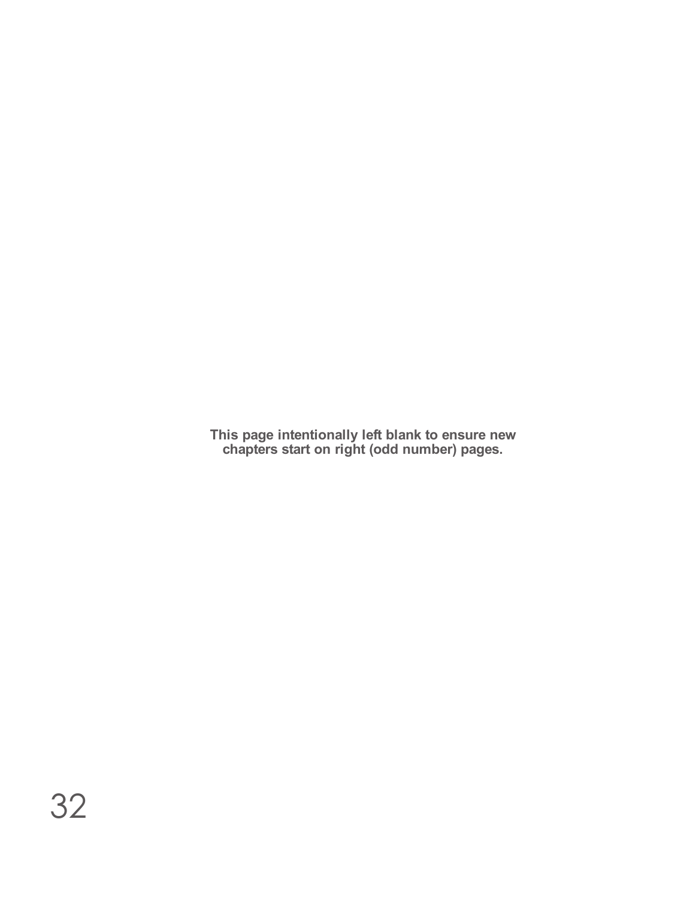**This page intentionally left blank to ensure new chapters start on right (odd number) pages.**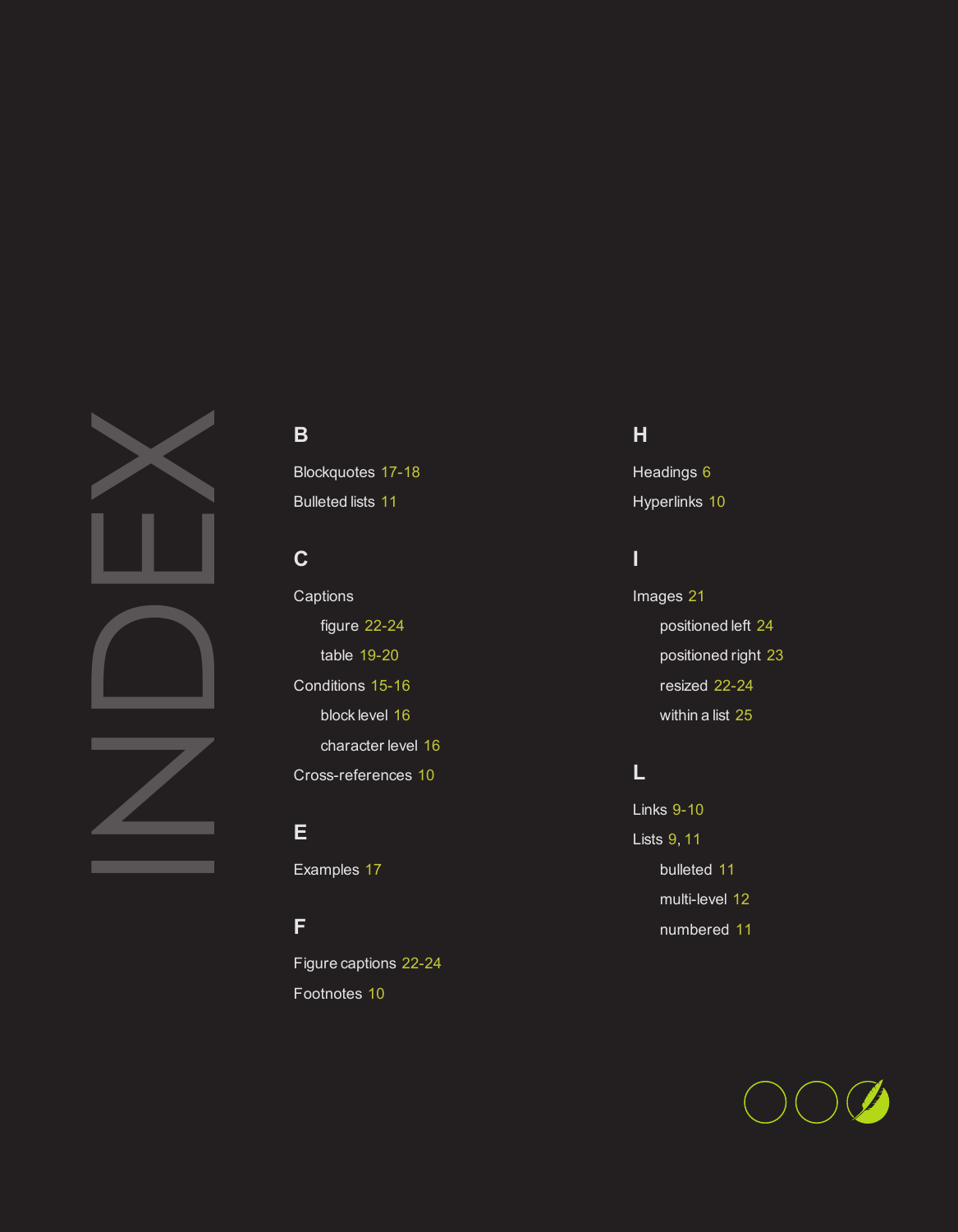# INDEX

## B

Blockquotes 17-18

Bulleted lists 11

## C

Captions

- figure 22-24
- table 19-20

Conditions 15-16

- block level 16
- character level 16

Cross-references 10

## E

Examples 17

## F

Figure captions 22-24

Footnotes 10

## H

Headings 6

Hyperlinks 10

## I

Images 21

- positioned left 24
- positioned right 23
- resized 22-24
- within a list 25

## L

Links 9-10

Lists 9, 11

- bulleted 11
- multi-level 12
- numbered 11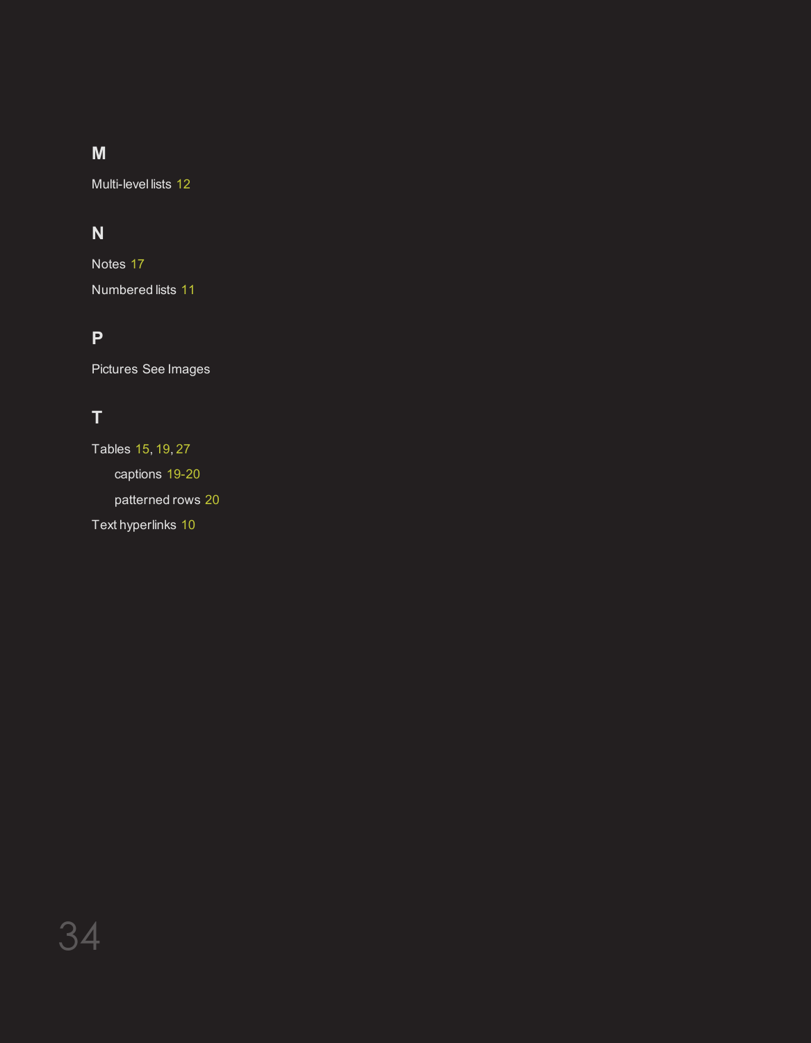## M

Multi-level lists 12

## N

Notes 17

Numbered lists 11

## P

Pictures See Images

## T

Tables 15, 19, 27

- captions 19-20
- patterned rows 20

Text hyperlinks 10